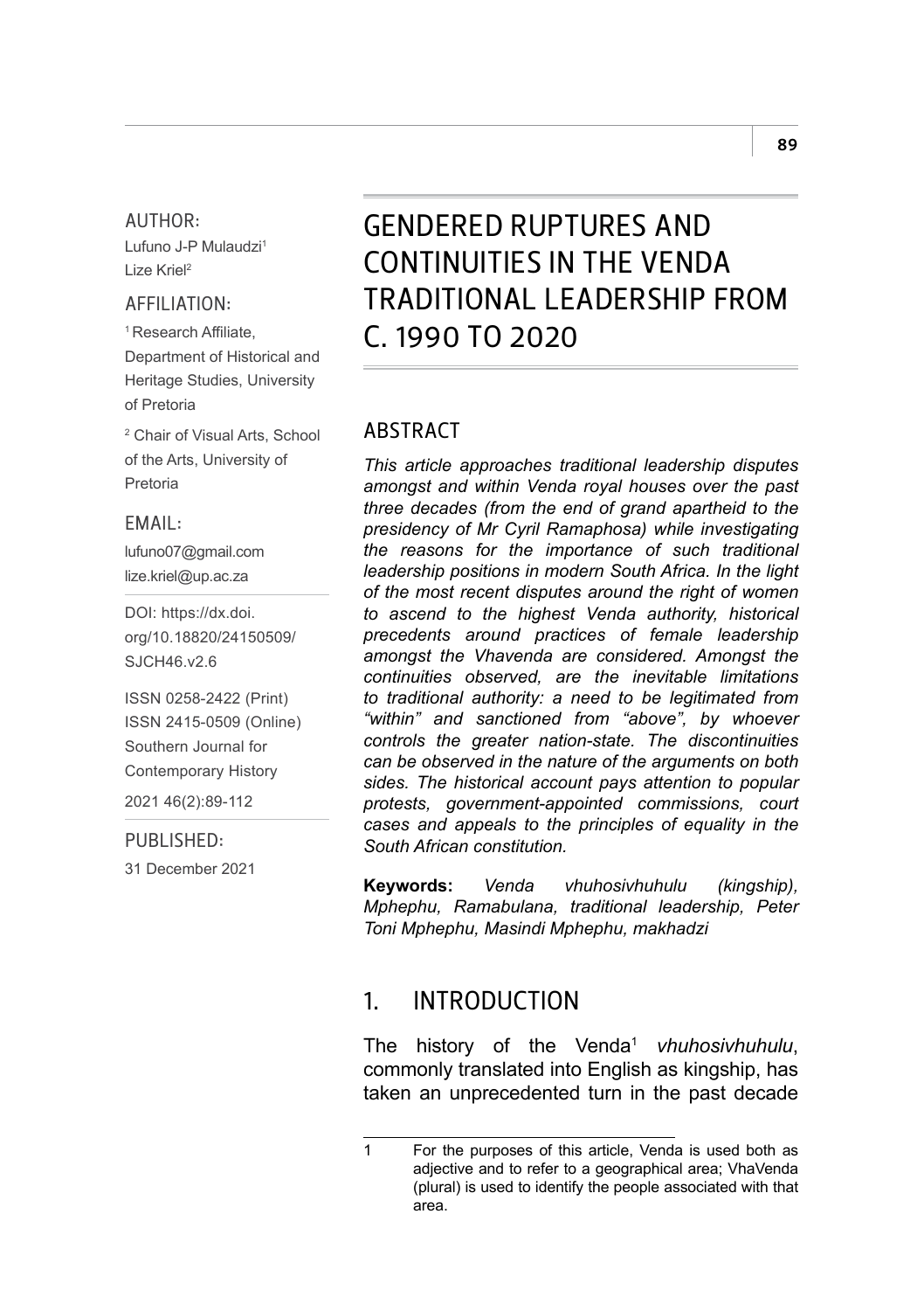AUTHOR:

Lufuno J-P Mulaudzi[1]
Lize Kriel[2]

AFFILIATION:

[1] Research Affiliate, Department of Historical and Heritage Studies, University of Pretoria

[2] Chair of Visual Arts, School of the Arts, University of Pretoria

EMAIL:

lufuno07@gmail.com
lize.kriel@up.ac.za

DOI: https://dx.doi.org/10.18820/24150509/SJCH46.v2.6

ISSN 0258-2422 (Print)
ISSN 2415-0509 (Online)
Southern Journal for Contemporary History

2021 46(2):89-112

PUBLISHED:

31 December 2021

# GENDERED RUPTURES AND CONTINUITIES IN THE VENDA TRADITIONAL LEADERSHIP FROM C. 1990 TO 2020

## ABSTRACT

*This article approaches traditional leadership disputes amongst and within Venda royal houses over the past three decades (from the end of grand apartheid to the presidency of Mr Cyril Ramaphosa) while investigating the reasons for the importance of such traditional leadership positions in modern South Africa. In the light of the most recent disputes around the right of women to ascend to the highest Venda authority, historical precedents around practices of female leadership amongst the Vhavenda are considered. Amongst the continuities observed, are the inevitable limitations to traditional authority: a need to be legitimated from "within" and sanctioned from "above", by whoever controls the greater nation-state. The discontinuities can be observed in the nature of the arguments on both sides. The historical account pays attention to popular protests, government-appointed commissions, court cases and appeals to the principles of equality in the South African constitution.*

**Keywords:** *Venda vhuhosivhuhulu (kingship), Mphephu, Ramabulana, traditional leadership, Peter Toni Mphephu, Masindi Mphephu, makhadzi*

## 1. INTRODUCTION

The history of the Venda[1] *vhuhosivhuhulu*, commonly translated into English as kingship, has taken an unprecedented turn in the past decade

---

1 For the purposes of this article, Venda is used both as adjective and to refer to a geographical area; VhaVenda (plural) is used to identify the people associated with that area.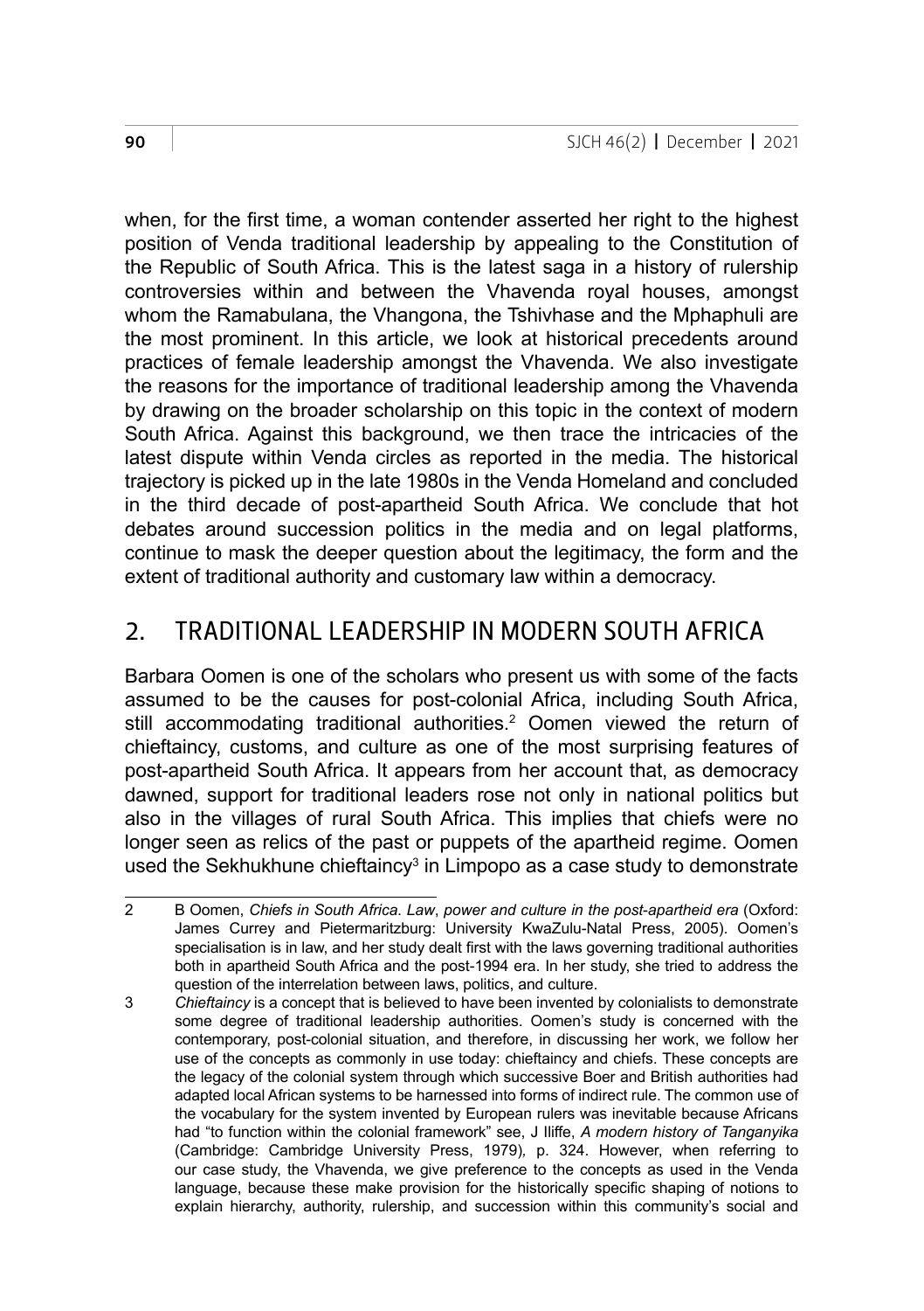when, for the first time, a woman contender asserted her right to the highest position of Venda traditional leadership by appealing to the Constitution of the Republic of South Africa. This is the latest saga in a history of rulership controversies within and between the Vhavenda royal houses, amongst whom the Ramabulana, the Vhangona, the Tshivhase and the Mphaphuli are the most prominent. In this article, we look at historical precedents around practices of female leadership amongst the Vhavenda. We also investigate the reasons for the importance of traditional leadership among the Vhavenda by drawing on the broader scholarship on this topic in the context of modern South Africa. Against this background, we then trace the intricacies of the latest dispute within Venda circles as reported in the media. The historical trajectory is picked up in the late 1980s in the Venda Homeland and concluded in the third decade of post-apartheid South Africa. We conclude that hot debates around succession politics in the media and on legal platforms, continue to mask the deeper question about the legitimacy, the form and the extent of traditional authority and customary law within a democracy.

## 2. TRADITIONAL LEADERSHIP IN MODERN SOUTH AFRICA

Barbara Oomen is one of the scholars who present us with some of the facts assumed to be the causes for post-colonial Africa, including South Africa, still accommodating traditional authorities.[2] Oomen viewed the return of chieftaincy, customs, and culture as one of the most surprising features of post-apartheid South Africa. It appears from her account that, as democracy dawned, support for traditional leaders rose not only in national politics but also in the villages of rural South Africa. This implies that chiefs were no longer seen as relics of the past or puppets of the apartheid regime. Oomen used the Sekhukhune chieftaincy[3] in Limpopo as a case study to demonstrate

2 B Oomen, *Chiefs in South Africa. Law*, *power and culture in the post-apartheid era* (Oxford: James Currey and Pietermaritzburg: University KwaZulu-Natal Press, 2005). Oomen's specialisation is in law, and her study dealt first with the laws governing traditional authorities both in apartheid South Africa and the post-1994 era. In her study, she tried to address the question of the interrelation between laws, politics, and culture.

3 *Chieftaincy* is a concept that is believed to have been invented by colonialists to demonstrate some degree of traditional leadership authorities. Oomen's study is concerned with the contemporary, post-colonial situation, and therefore, in discussing her work, we follow her use of the concepts as commonly in use today: chieftaincy and chiefs. These concepts are the legacy of the colonial system through which successive Boer and British authorities had adapted local African systems to be harnessed into forms of indirect rule. The common use of the vocabulary for the system invented by European rulers was inevitable because Africans had "to function within the colonial framework" see, J Iliffe, *A modern history of Tanganyika* (Cambridge: Cambridge University Press, 1979), p. 324. However, when referring to our case study, the Vhavenda, we give preference to the concepts as used in the Venda language, because these make provision for the historically specific shaping of notions to explain hierarchy, authority, rulership, and succession within this community's social and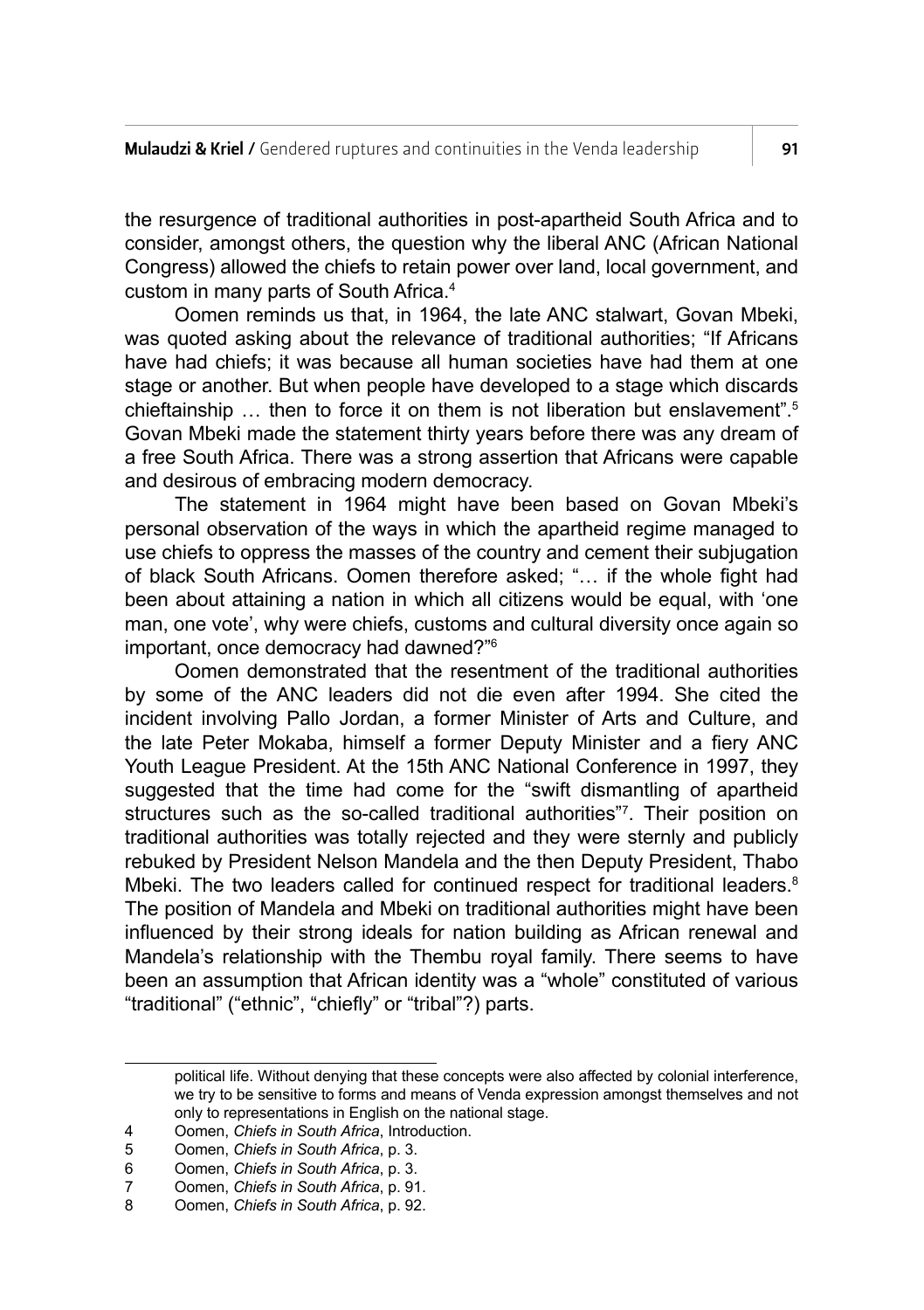the resurgence of traditional authorities in post-apartheid South Africa and to consider, amongst others, the question why the liberal ANC (African National Congress) allowed the chiefs to retain power over land, local government, and custom in many parts of South Africa.[4]

Oomen reminds us that, in 1964, the late ANC stalwart, Govan Mbeki, was quoted asking about the relevance of traditional authorities; "If Africans have had chiefs; it was because all human societies have had them at one stage or another. But when people have developed to a stage which discards chieftainship … then to force it on them is not liberation but enslavement".[5] Govan Mbeki made the statement thirty years before there was any dream of a free South Africa. There was a strong assertion that Africans were capable and desirous of embracing modern democracy.

The statement in 1964 might have been based on Govan Mbeki's personal observation of the ways in which the apartheid regime managed to use chiefs to oppress the masses of the country and cement their subjugation of black South Africans. Oomen therefore asked; "… if the whole fight had been about attaining a nation in which all citizens would be equal, with 'one man, one vote', why were chiefs, customs and cultural diversity once again so important, once democracy had dawned?"[6]

Oomen demonstrated that the resentment of the traditional authorities by some of the ANC leaders did not die even after 1994. She cited the incident involving Pallo Jordan, a former Minister of Arts and Culture, and the late Peter Mokaba, himself a former Deputy Minister and a fiery ANC Youth League President. At the 15th ANC National Conference in 1997, they suggested that the time had come for the "swift dismantling of apartheid structures such as the so-called traditional authorities"[7]. Their position on traditional authorities was totally rejected and they were sternly and publicly rebuked by President Nelson Mandela and the then Deputy President, Thabo Mbeki. The two leaders called for continued respect for traditional leaders.[8] The position of Mandela and Mbeki on traditional authorities might have been influenced by their strong ideals for nation building as African renewal and Mandela's relationship with the Thembu royal family. There seems to have been an assumption that African identity was a "whole" constituted of various "traditional" ("ethnic", "chiefly" or "tribal"?) parts.

---

political life. Without denying that these concepts were also affected by colonial interference, we try to be sensitive to forms and means of Venda expression amongst themselves and not only to representations in English on the national stage.

4 Oomen, *Chiefs in South Africa*, Introduction.

5 Oomen, *Chiefs in South Africa*, p. 3.

6 Oomen, *Chiefs in South Africa*, p. 3.

7 Oomen, *Chiefs in South Africa*, p. 91.

8 Oomen, *Chiefs in South Africa*, p. 92.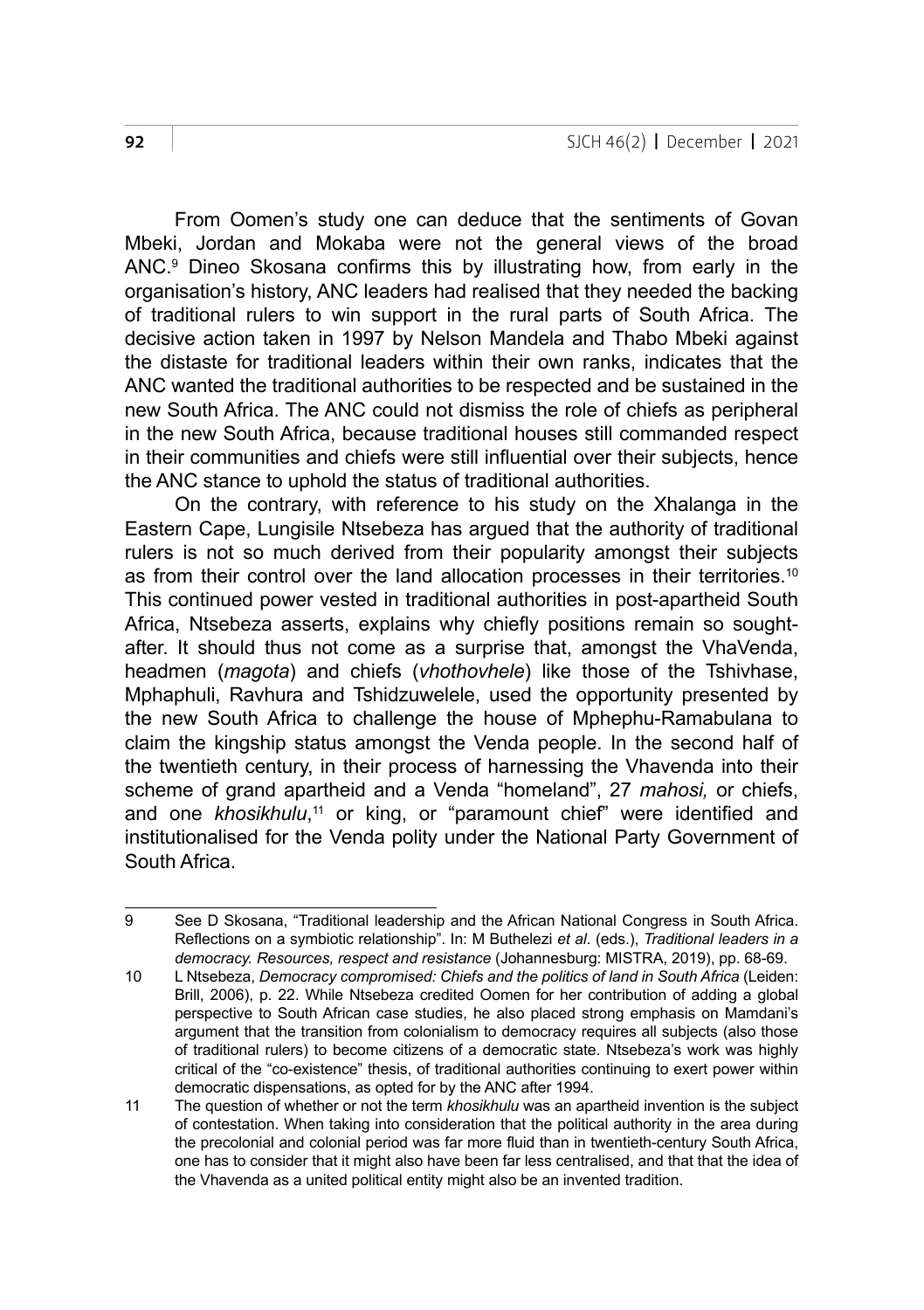From Oomen's study one can deduce that the sentiments of Govan Mbeki, Jordan and Mokaba were not the general views of the broad ANC.[9] Dineo Skosana confirms this by illustrating how, from early in the organisation's history, ANC leaders had realised that they needed the backing of traditional rulers to win support in the rural parts of South Africa. The decisive action taken in 1997 by Nelson Mandela and Thabo Mbeki against the distaste for traditional leaders within their own ranks, indicates that the ANC wanted the traditional authorities to be respected and be sustained in the new South Africa. The ANC could not dismiss the role of chiefs as peripheral in the new South Africa, because traditional houses still commanded respect in their communities and chiefs were still influential over their subjects, hence the ANC stance to uphold the status of traditional authorities.

On the contrary, with reference to his study on the Xhalanga in the Eastern Cape, Lungisile Ntsebeza has argued that the authority of traditional rulers is not so much derived from their popularity amongst their subjects as from their control over the land allocation processes in their territories.[10] This continued power vested in traditional authorities in post-apartheid South Africa, Ntsebeza asserts, explains why chiefly positions remain so sought-after. It should thus not come as a surprise that, amongst the VhaVenda, headmen (*magota*) and chiefs (*vhothovhele*) like those of the Tshivhase, Mphaphuli, Ravhura and Tshidzuwelele, used the opportunity presented by the new South Africa to challenge the house of Mphephu-Ramabulana to claim the kingship status amongst the Venda people. In the second half of the twentieth century, in their process of harnessing the Vhavenda into their scheme of grand apartheid and a Venda "homeland", 27 *mahosi,* or chiefs, and one *khosikhulu*,[11] or king, or "paramount chief" were identified and institutionalised for the Venda polity under the National Party Government of South Africa.

---

9 See D Skosana, "Traditional leadership and the African National Congress in South Africa. Reflections on a symbiotic relationship". In: M Buthelezi *et al*. (eds.), *Traditional leaders in a democracy. Resources, respect and resistance* (Johannesburg: MISTRA, 2019), pp. 68-69.

10 L Ntsebeza, *Democracy compromised: Chiefs and the politics of land in South Africa* (Leiden: Brill, 2006), p. 22. While Ntsebeza credited Oomen for her contribution of adding a global perspective to South African case studies, he also placed strong emphasis on Mamdani's argument that the transition from colonialism to democracy requires all subjects (also those of traditional rulers) to become citizens of a democratic state. Ntsebeza's work was highly critical of the "co-existence" thesis, of traditional authorities continuing to exert power within democratic dispensations, as opted for by the ANC after 1994.

11 The question of whether or not the term *khosikhulu* was an apartheid invention is the subject of contestation. When taking into consideration that the political authority in the area during the precolonial and colonial period was far more fluid than in twentieth-century South Africa, one has to consider that it might also have been far less centralised, and that that the idea of the Vhavenda as a united political entity might also be an invented tradition.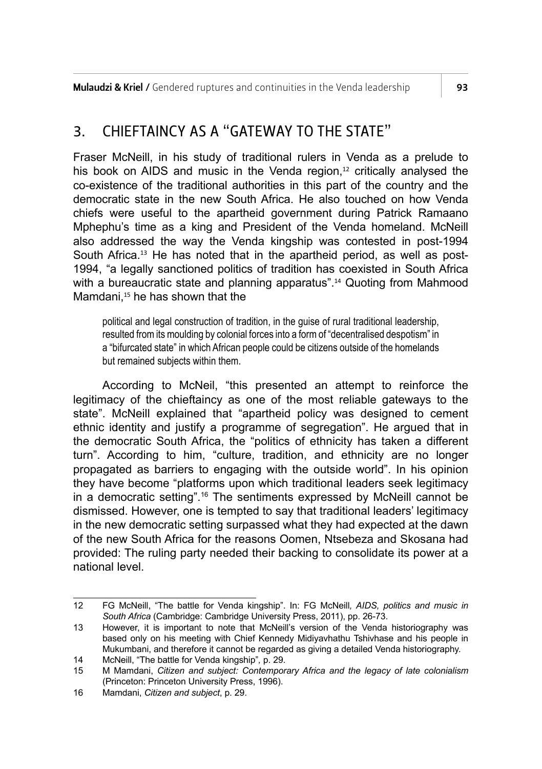## 3. CHIEFTAINCY AS A "GATEWAY TO THE STATE"

Fraser McNeill, in his study of traditional rulers in Venda as a prelude to his book on AIDS and music in the Venda region,[12] critically analysed the co-existence of the traditional authorities in this part of the country and the democratic state in the new South Africa. He also touched on how Venda chiefs were useful to the apartheid government during Patrick Ramaano Mphephu's time as a king and President of the Venda homeland. McNeill also addressed the way the Venda kingship was contested in post-1994 South Africa.[13] He has noted that in the apartheid period, as well as post-1994, "a legally sanctioned politics of tradition has coexisted in South Africa with a bureaucratic state and planning apparatus".[14] Quoting from Mahmood Mamdani,[15] he has shown that the

> political and legal construction of tradition, in the guise of rural traditional leadership, resulted from its moulding by colonial forces into a form of "decentralised despotism" in a "bifurcated state" in which African people could be citizens outside of the homelands but remained subjects within them.

According to McNeil, "this presented an attempt to reinforce the legitimacy of the chieftaincy as one of the most reliable gateways to the state". McNeill explained that "apartheid policy was designed to cement ethnic identity and justify a programme of segregation". He argued that in the democratic South Africa, the "politics of ethnicity has taken a different turn". According to him, "culture, tradition, and ethnicity are no longer propagated as barriers to engaging with the outside world". In his opinion they have become "platforms upon which traditional leaders seek legitimacy in a democratic setting".[16] The sentiments expressed by McNeill cannot be dismissed. However, one is tempted to say that traditional leaders' legitimacy in the new democratic setting surpassed what they had expected at the dawn of the new South Africa for the reasons Oomen, Ntsebeza and Skosana had provided: The ruling party needed their backing to consolidate its power at a national level.

---

12 FG McNeill, "The battle for Venda kingship". In: FG McNeill, *AIDS, politics and music in South Africa* (Cambridge: Cambridge University Press, 2011), pp. 26-73.

13 However, it is important to note that McNeill's version of the Venda historiography was based only on his meeting with Chief Kennedy Midiyavhathu Tshivhase and his people in Mukumbani, and therefore it cannot be regarded as giving a detailed Venda historiography.

14 McNeill, "The battle for Venda kingship", p. 29.

15 M Mamdani, *Citizen and subject: Contemporary Africa and the legacy of late colonialism* (Princeton: Princeton University Press, 1996).

16 Mamdani, *Citizen and subject*, p. 29.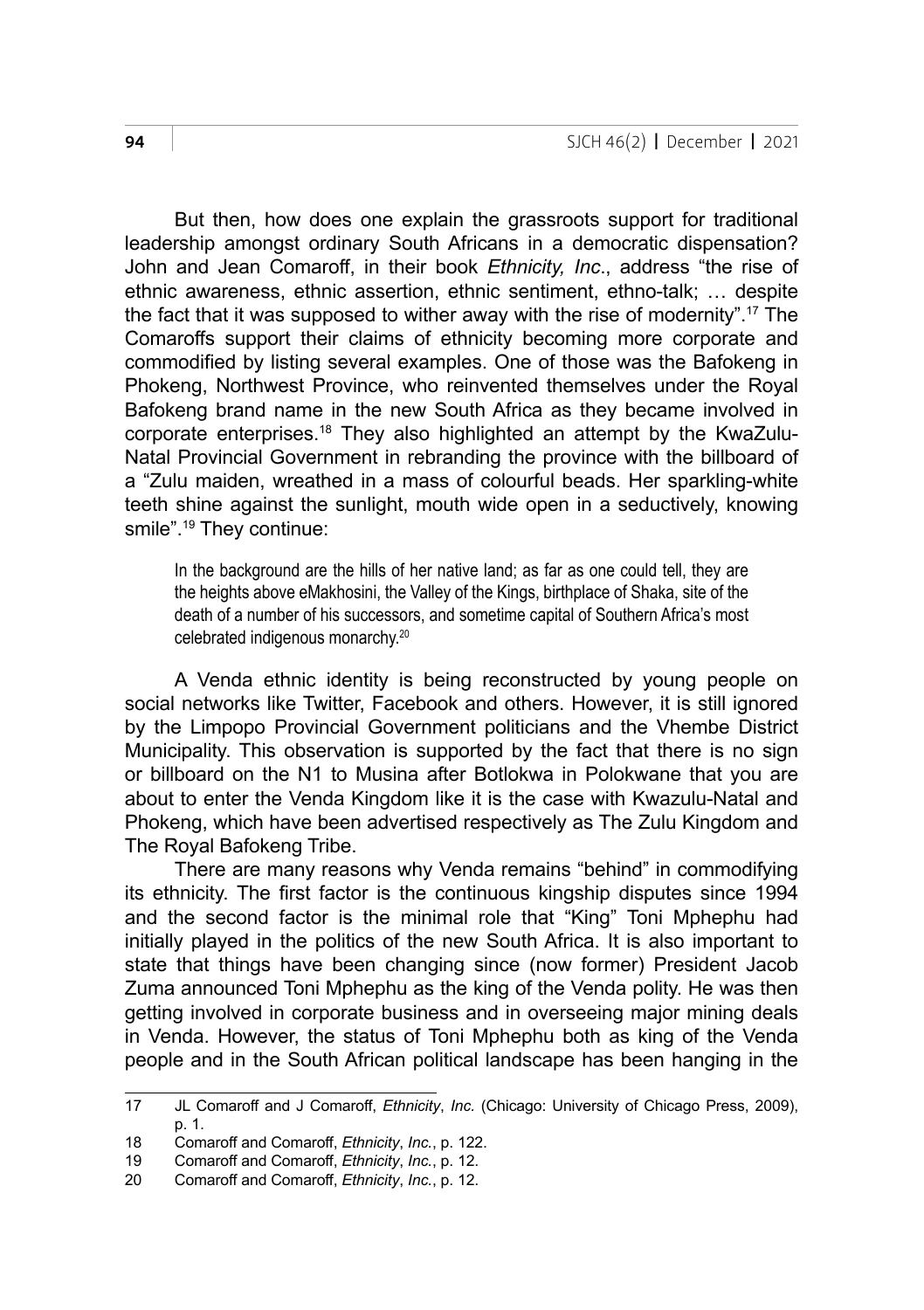But then, how does one explain the grassroots support for traditional leadership amongst ordinary South Africans in a democratic dispensation? John and Jean Comaroff, in their book *Ethnicity, Inc*., address "the rise of ethnic awareness, ethnic assertion, ethnic sentiment, ethno-talk; … despite the fact that it was supposed to wither away with the rise of modernity".[17] The Comaroffs support their claims of ethnicity becoming more corporate and commodified by listing several examples. One of those was the Bafokeng in Phokeng, Northwest Province, who reinvented themselves under the Royal Bafokeng brand name in the new South Africa as they became involved in corporate enterprises.[18] They also highlighted an attempt by the KwaZulu-Natal Provincial Government in rebranding the province with the billboard of a "Zulu maiden, wreathed in a mass of colourful beads. Her sparkling-white teeth shine against the sunlight, mouth wide open in a seductively, knowing smile".[19] They continue:

> In the background are the hills of her native land; as far as one could tell, they are the heights above eMakhosini, the Valley of the Kings, birthplace of Shaka, site of the death of a number of his successors, and sometime capital of Southern Africa's most celebrated indigenous monarchy.[20]

A Venda ethnic identity is being reconstructed by young people on social networks like Twitter, Facebook and others. However, it is still ignored by the Limpopo Provincial Government politicians and the Vhembe District Municipality. This observation is supported by the fact that there is no sign or billboard on the N1 to Musina after Botlokwa in Polokwane that you are about to enter the Venda Kingdom like it is the case with Kwazulu-Natal and Phokeng, which have been advertised respectively as The Zulu Kingdom and The Royal Bafokeng Tribe.

There are many reasons why Venda remains "behind" in commodifying its ethnicity. The first factor is the continuous kingship disputes since 1994 and the second factor is the minimal role that "King" Toni Mphephu had initially played in the politics of the new South Africa. It is also important to state that things have been changing since (now former) President Jacob Zuma announced Toni Mphephu as the king of the Venda polity. He was then getting involved in corporate business and in overseeing major mining deals in Venda. However, the status of Toni Mphephu both as king of the Venda people and in the South African political landscape has been hanging in the

---

17 JL Comaroff and J Comaroff, *Ethnicity*, *Inc.* (Chicago: University of Chicago Press, 2009), p. 1.

18 Comaroff and Comaroff, *Ethnicity*, *Inc.*, p. 122.

19 Comaroff and Comaroff, *Ethnicity*, *Inc.*, p. 12.

20 Comaroff and Comaroff, *Ethnicity*, *Inc.*, p. 12.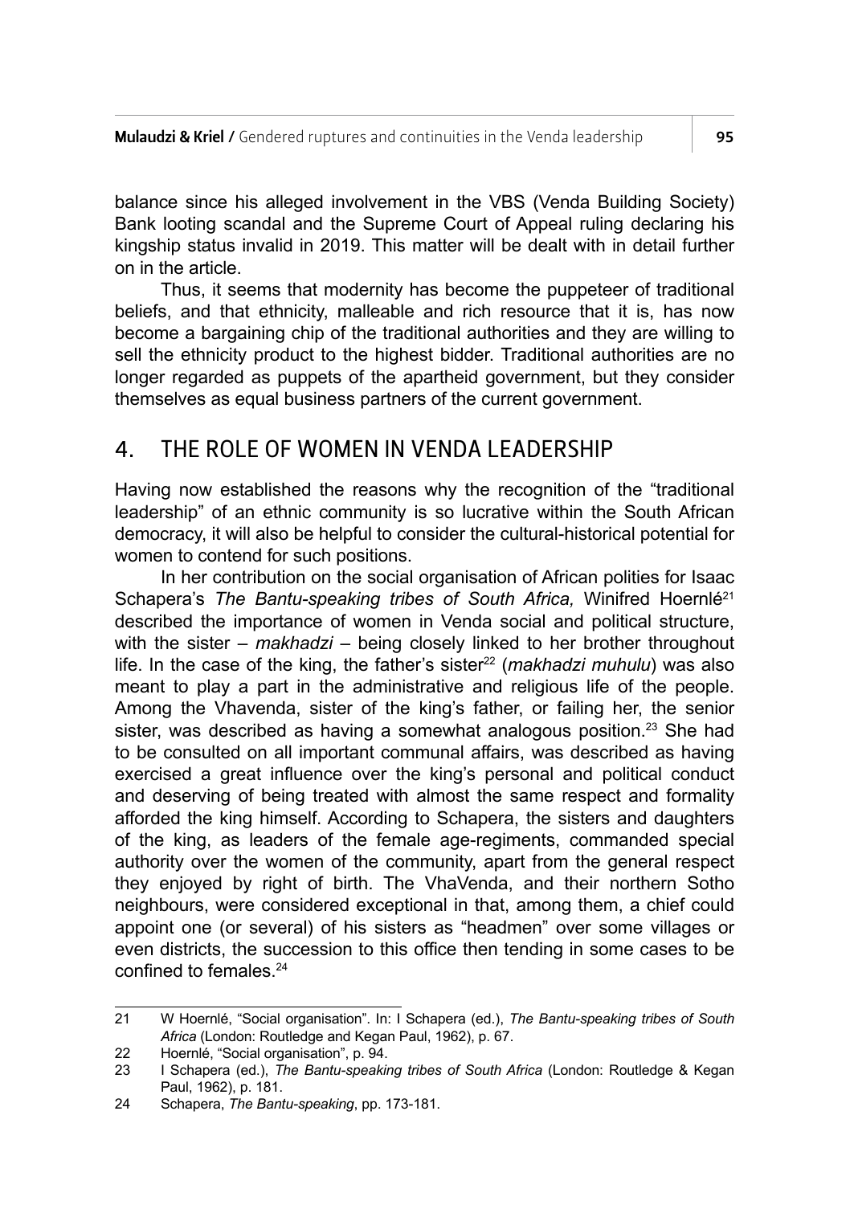balance since his alleged involvement in the VBS (Venda Building Society) Bank looting scandal and the Supreme Court of Appeal ruling declaring his kingship status invalid in 2019. This matter will be dealt with in detail further on in the article.

Thus, it seems that modernity has become the puppeteer of traditional beliefs, and that ethnicity, malleable and rich resource that it is, has now become a bargaining chip of the traditional authorities and they are willing to sell the ethnicity product to the highest bidder. Traditional authorities are no longer regarded as puppets of the apartheid government, but they consider themselves as equal business partners of the current government.

## 4. THE ROLE OF WOMEN IN VENDA LEADERSHIP

Having now established the reasons why the recognition of the "traditional leadership" of an ethnic community is so lucrative within the South African democracy, it will also be helpful to consider the cultural-historical potential for women to contend for such positions.

In her contribution on the social organisation of African polities for Isaac Schapera's *The Bantu-speaking tribes of South Africa,* Winifred Hoernlé[21] described the importance of women in Venda social and political structure, with the sister – *makhadzi* – being closely linked to her brother throughout life. In the case of the king, the father's sister[22] (*makhadzi muhulu*) was also meant to play a part in the administrative and religious life of the people. Among the Vhavenda, sister of the king's father, or failing her, the senior sister, was described as having a somewhat analogous position.[23] She had to be consulted on all important communal affairs, was described as having exercised a great influence over the king's personal and political conduct and deserving of being treated with almost the same respect and formality afforded the king himself. According to Schapera, the sisters and daughters of the king, as leaders of the female age-regiments, commanded special authority over the women of the community, apart from the general respect they enjoyed by right of birth. The VhaVenda, and their northern Sotho neighbours, were considered exceptional in that, among them, a chief could appoint one (or several) of his sisters as "headmen" over some villages or even districts, the succession to this office then tending in some cases to be confined to females.[24]

---

21 W Hoernlé, "Social organisation". In: I Schapera (ed.), *The Bantu-speaking tribes of South Africa* (London: Routledge and Kegan Paul, 1962), p. 67.

22 Hoernlé, "Social organisation", p. 94.

23 I Schapera (ed.), *The Bantu-speaking tribes of South Africa* (London: Routledge & Kegan Paul, 1962), p. 181.

24 Schapera, *The Bantu-speaking*, pp. 173-181.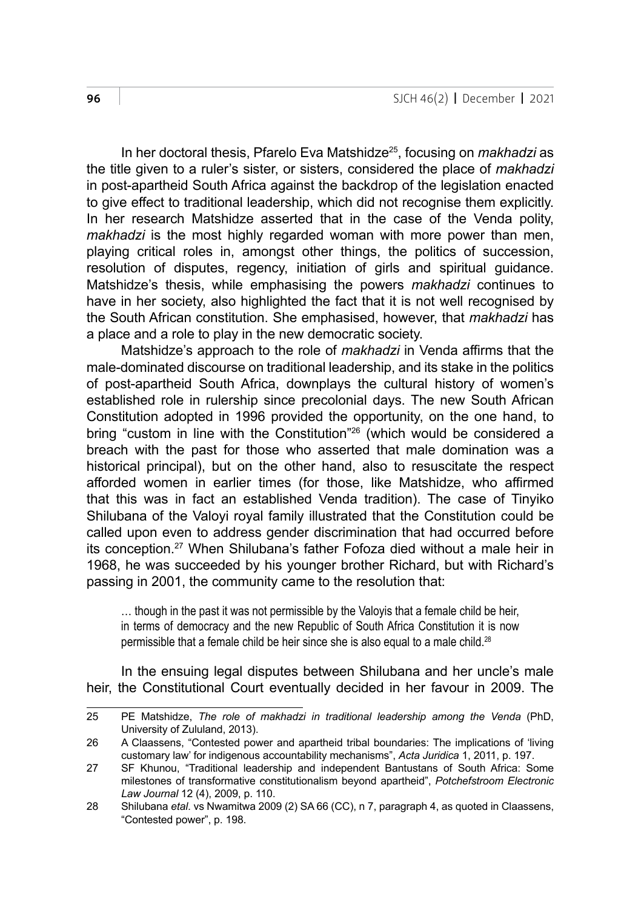In her doctoral thesis, Pfarelo Eva Matshidze[25], focusing on *makhadzi* as the title given to a ruler's sister, or sisters, considered the place of *makhadzi* in post-apartheid South Africa against the backdrop of the legislation enacted to give effect to traditional leadership, which did not recognise them explicitly. In her research Matshidze asserted that in the case of the Venda polity, *makhadzi* is the most highly regarded woman with more power than men, playing critical roles in, amongst other things, the politics of succession, resolution of disputes, regency, initiation of girls and spiritual guidance. Matshidze's thesis, while emphasising the powers *makhadzi* continues to have in her society, also highlighted the fact that it is not well recognised by the South African constitution. She emphasised, however, that *makhadzi* has a place and a role to play in the new democratic society.

Matshidze's approach to the role of *makhadzi* in Venda affirms that the male-dominated discourse on traditional leadership, and its stake in the politics of post-apartheid South Africa, downplays the cultural history of women's established role in rulership since precolonial days. The new South African Constitution adopted in 1996 provided the opportunity, on the one hand, to bring "custom in line with the Constitution"[26] (which would be considered a breach with the past for those who asserted that male domination was a historical principal), but on the other hand, also to resuscitate the respect afforded women in earlier times (for those, like Matshidze, who affirmed that this was in fact an established Venda tradition). The case of Tinyiko Shilubana of the Valoyi royal family illustrated that the Constitution could be called upon even to address gender discrimination that had occurred before its conception.[27] When Shilubana's father Fofoza died without a male heir in 1968, he was succeeded by his younger brother Richard, but with Richard's passing in 2001, the community came to the resolution that:

> … though in the past it was not permissible by the Valoyis that a female child be heir, in terms of democracy and the new Republic of South Africa Constitution it is now permissible that a female child be heir since she is also equal to a male child.[28]

In the ensuing legal disputes between Shilubana and her uncle's male heir, the Constitutional Court eventually decided in her favour in 2009. The

---

25 PE Matshidze, *The role of makhadzi in traditional leadership among the Venda* (PhD, University of Zululand, 2013).

26 A Claassens, "Contested power and apartheid tribal boundaries: The implications of 'living customary law' for indigenous accountability mechanisms", *Acta Juridica* 1, 2011, p. 197.

27 SF Khunou, "Traditional leadership and independent Bantustans of South Africa: Some milestones of transformative constitutionalism beyond apartheid", *Potchefstroom Electronic Law Journal* 12 (4), 2009, p. 110.

28 Shilubana *etal*. vs Nwamitwa 2009 (2) SA 66 (CC), n 7, paragraph 4, as quoted in Claassens, "Contested power", p. 198.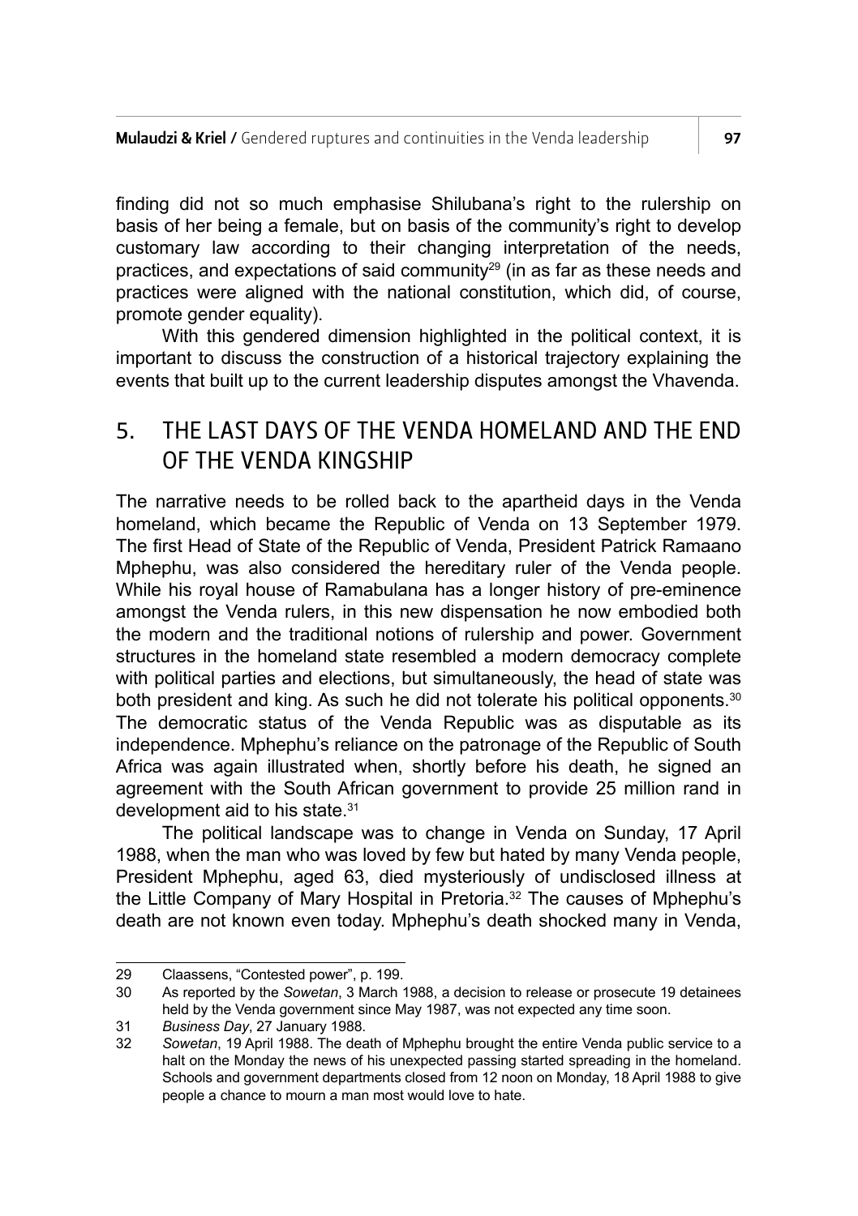finding did not so much emphasise Shilubana's right to the rulership on basis of her being a female, but on basis of the community's right to develop customary law according to their changing interpretation of the needs, practices, and expectations of said community[29] (in as far as these needs and practices were aligned with the national constitution, which did, of course, promote gender equality).

With this gendered dimension highlighted in the political context, it is important to discuss the construction of a historical trajectory explaining the events that built up to the current leadership disputes amongst the Vhavenda.

## 5. THE LAST DAYS OF THE VENDA HOMELAND AND THE END OF THE VENDA KINGSHIP

The narrative needs to be rolled back to the apartheid days in the Venda homeland, which became the Republic of Venda on 13 September 1979. The first Head of State of the Republic of Venda, President Patrick Ramaano Mphephu, was also considered the hereditary ruler of the Venda people. While his royal house of Ramabulana has a longer history of pre-eminence amongst the Venda rulers, in this new dispensation he now embodied both the modern and the traditional notions of rulership and power. Government structures in the homeland state resembled a modern democracy complete with political parties and elections, but simultaneously, the head of state was both president and king. As such he did not tolerate his political opponents.[30] The democratic status of the Venda Republic was as disputable as its independence. Mphephu's reliance on the patronage of the Republic of South Africa was again illustrated when, shortly before his death, he signed an agreement with the South African government to provide 25 million rand in development aid to his state.[31]

The political landscape was to change in Venda on Sunday, 17 April 1988, when the man who was loved by few but hated by many Venda people, President Mphephu, aged 63, died mysteriously of undisclosed illness at the Little Company of Mary Hospital in Pretoria.[32] The causes of Mphephu's death are not known even today. Mphephu's death shocked many in Venda,

---

29 Claassens, "Contested power", p. 199.

30 As reported by the *Sowetan*, 3 March 1988, a decision to release or prosecute 19 detainees held by the Venda government since May 1987, was not expected any time soon.

31 *Business Day*, 27 January 1988.

32 *Sowetan*, 19 April 1988. The death of Mphephu brought the entire Venda public service to a halt on the Monday the news of his unexpected passing started spreading in the homeland. Schools and government departments closed from 12 noon on Monday, 18 April 1988 to give people a chance to mourn a man most would love to hate.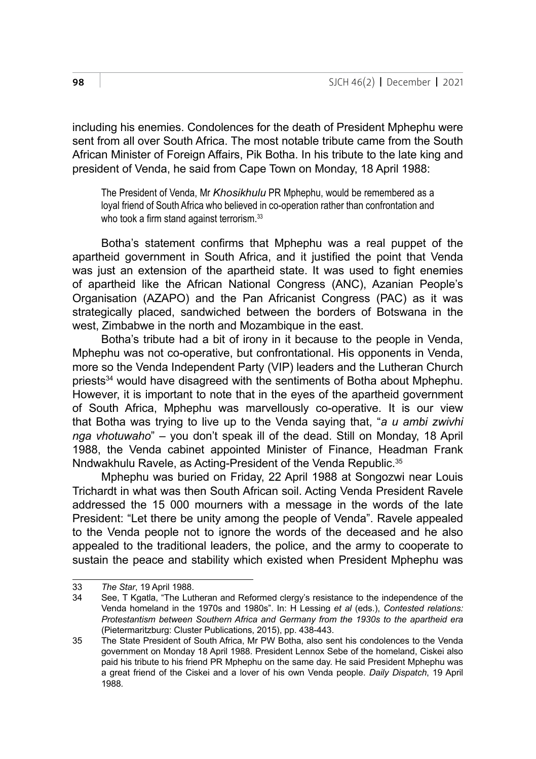including his enemies. Condolences for the death of President Mphephu were sent from all over South Africa. The most notable tribute came from the South African Minister of Foreign Affairs, Pik Botha. In his tribute to the late king and president of Venda, he said from Cape Town on Monday, 18 April 1988:

> The President of Venda, Mr *Khosikhulu* PR Mphephu, would be remembered as a loyal friend of South Africa who believed in co-operation rather than confrontation and who took a firm stand against terrorism.[33]

Botha's statement confirms that Mphephu was a real puppet of the apartheid government in South Africa, and it justified the point that Venda was just an extension of the apartheid state. It was used to fight enemies of apartheid like the African National Congress (ANC), Azanian People's Organisation (AZAPO) and the Pan Africanist Congress (PAC) as it was strategically placed, sandwiched between the borders of Botswana in the west, Zimbabwe in the north and Mozambique in the east.

Botha's tribute had a bit of irony in it because to the people in Venda, Mphephu was not co-operative, but confrontational. His opponents in Venda, more so the Venda Independent Party (VIP) leaders and the Lutheran Church priests[34] would have disagreed with the sentiments of Botha about Mphephu. However, it is important to note that in the eyes of the apartheid government of South Africa, Mphephu was marvellously co-operative. It is our view that Botha was trying to live up to the Venda saying that, "*a u ambi zwivhi nga vhotuwaho*" – you don't speak ill of the dead. Still on Monday, 18 April 1988, the Venda cabinet appointed Minister of Finance, Headman Frank Nndwakhulu Ravele, as Acting-President of the Venda Republic.[35]

Mphephu was buried on Friday, 22 April 1988 at Songozwi near Louis Trichardt in what was then South African soil. Acting Venda President Ravele addressed the 15 000 mourners with a message in the words of the late President: "Let there be unity among the people of Venda". Ravele appealed to the Venda people not to ignore the words of the deceased and he also appealed to the traditional leaders, the police, and the army to cooperate to sustain the peace and stability which existed when President Mphephu was

---

33 *The Star*, 19 April 1988.

34 See, T Kgatla, "The Lutheran and Reformed clergy's resistance to the independence of the Venda homeland in the 1970s and 1980s". In: H Lessing *et al* (eds.), *Contested relations: Protestantism between Southern Africa and Germany from the 1930s to the apartheid era* (Pietermaritzburg: Cluster Publications, 2015), pp. 438-443.

35 The State President of South Africa, Mr PW Botha, also sent his condolences to the Venda government on Monday 18 April 1988. President Lennox Sebe of the homeland, Ciskei also paid his tribute to his friend PR Mphephu on the same day. He said President Mphephu was a great friend of the Ciskei and a lover of his own Venda people. *Daily Dispatch*, 19 April 1988.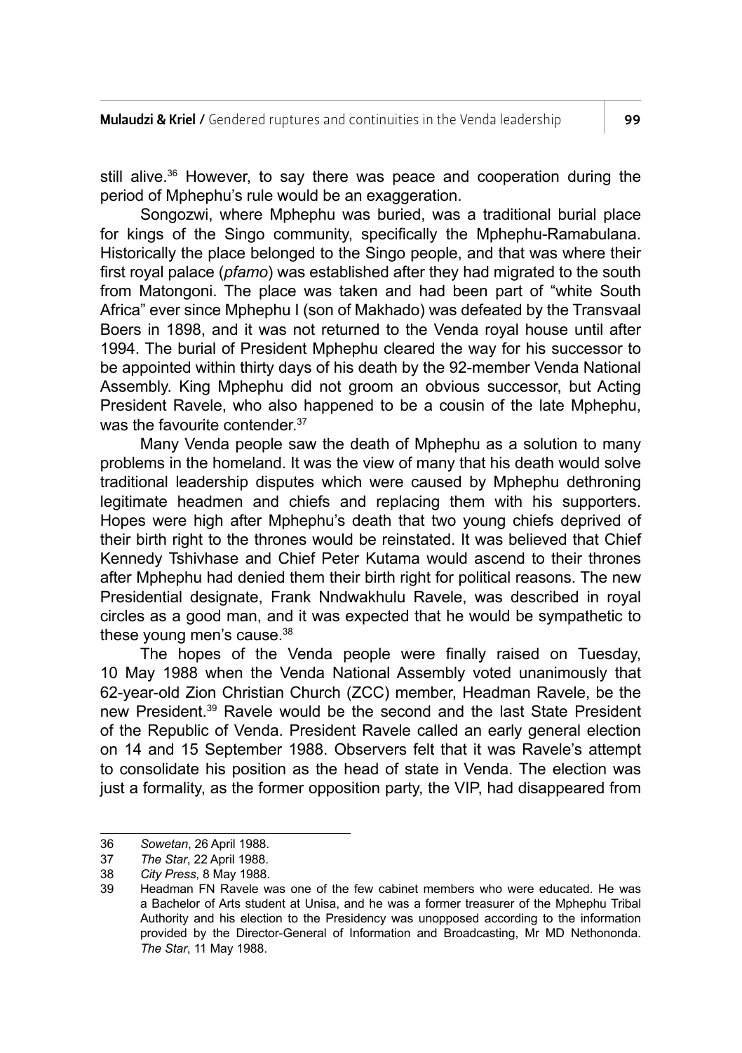still alive.[36] However, to say there was peace and cooperation during the period of Mphephu's rule would be an exaggeration.

Songozwi, where Mphephu was buried, was a traditional burial place for kings of the Singo community, specifically the Mphephu-Ramabulana. Historically the place belonged to the Singo people, and that was where their first royal palace (*pfamo*) was established after they had migrated to the south from Matongoni. The place was taken and had been part of "white South Africa" ever since Mphephu I (son of Makhado) was defeated by the Transvaal Boers in 1898, and it was not returned to the Venda royal house until after 1994. The burial of President Mphephu cleared the way for his successor to be appointed within thirty days of his death by the 92-member Venda National Assembly. King Mphephu did not groom an obvious successor, but Acting President Ravele, who also happened to be a cousin of the late Mphephu, was the favourite contender.[37]

Many Venda people saw the death of Mphephu as a solution to many problems in the homeland. It was the view of many that his death would solve traditional leadership disputes which were caused by Mphephu dethroning legitimate headmen and chiefs and replacing them with his supporters. Hopes were high after Mphephu's death that two young chiefs deprived of their birth right to the thrones would be reinstated. It was believed that Chief Kennedy Tshivhase and Chief Peter Kutama would ascend to their thrones after Mphephu had denied them their birth right for political reasons. The new Presidential designate, Frank Nndwakhulu Ravele, was described in royal circles as a good man, and it was expected that he would be sympathetic to these young men's cause.[38]

The hopes of the Venda people were finally raised on Tuesday, 10 May 1988 when the Venda National Assembly voted unanimously that 62-year-old Zion Christian Church (ZCC) member, Headman Ravele, be the new President.[39] Ravele would be the second and the last State President of the Republic of Venda. President Ravele called an early general election on 14 and 15 September 1988. Observers felt that it was Ravele's attempt to consolidate his position as the head of state in Venda. The election was just a formality, as the former opposition party, the VIP, had disappeared from

---

36 *Sowetan*, 26 April 1988.

37 *The Star*, 22 April 1988.

38 *City Press*, 8 May 1988.

39 Headman FN Ravele was one of the few cabinet members who were educated. He was a Bachelor of Arts student at Unisa, and he was a former treasurer of the Mphephu Tribal Authority and his election to the Presidency was unopposed according to the information provided by the Director-General of Information and Broadcasting, Mr MD Nethononda. *The Star*, 11 May 1988.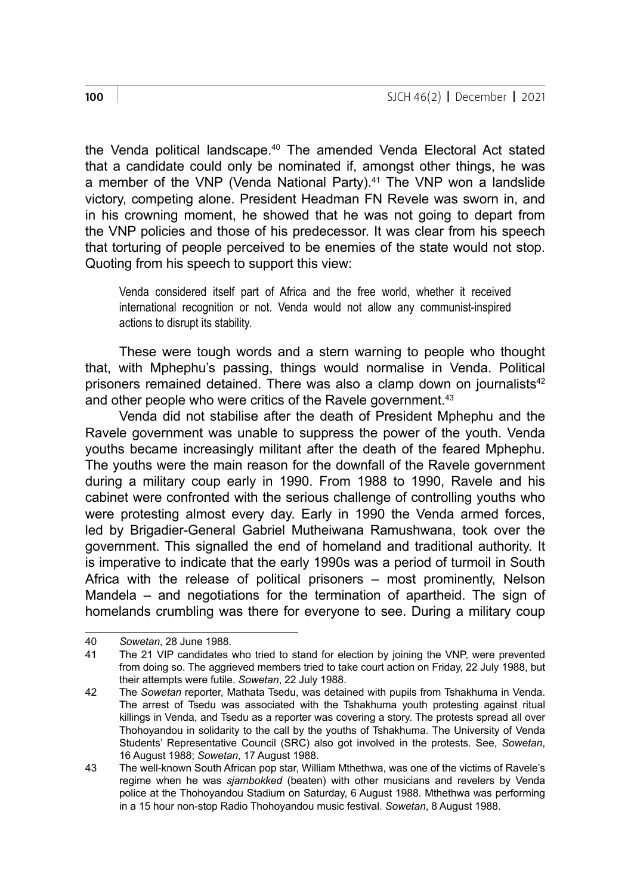the Venda political landscape.[40] The amended Venda Electoral Act stated that a candidate could only be nominated if, amongst other things, he was a member of the VNP (Venda National Party).[41] The VNP won a landslide victory, competing alone. President Headman FN Revele was sworn in, and in his crowning moment, he showed that he was not going to depart from the VNP policies and those of his predecessor. It was clear from his speech that torturing of people perceived to be enemies of the state would not stop. Quoting from his speech to support this view:

> Venda considered itself part of Africa and the free world, whether it received international recognition or not. Venda would not allow any communist-inspired actions to disrupt its stability.

These were tough words and a stern warning to people who thought that, with Mphephu's passing, things would normalise in Venda. Political prisoners remained detained. There was also a clamp down on journalists[42] and other people who were critics of the Ravele government.[43]

Venda did not stabilise after the death of President Mphephu and the Ravele government was unable to suppress the power of the youth. Venda youths became increasingly militant after the death of the feared Mphephu. The youths were the main reason for the downfall of the Ravele government during a military coup early in 1990. From 1988 to 1990, Ravele and his cabinet were confronted with the serious challenge of controlling youths who were protesting almost every day. Early in 1990 the Venda armed forces, led by Brigadier-General Gabriel Mutheiwana Ramushwana, took over the government. This signalled the end of homeland and traditional authority. It is imperative to indicate that the early 1990s was a period of turmoil in South Africa with the release of political prisoners – most prominently, Nelson Mandela – and negotiations for the termination of apartheid. The sign of homelands crumbling was there for everyone to see. During a military coup

---

40 *Sowetan*, 28 June 1988.

41 The 21 VIP candidates who tried to stand for election by joining the VNP, were prevented from doing so. The aggrieved members tried to take court action on Friday, 22 July 1988, but their attempts were futile. *Sowetan*, 22 July 1988.

42 The *Sowetan* reporter, Mathata Tsedu, was detained with pupils from Tshakhuma in Venda. The arrest of Tsedu was associated with the Tshakhuma youth protesting against ritual killings in Venda, and Tsedu as a reporter was covering a story. The protests spread all over Thohoyandou in solidarity to the call by the youths of Tshakhuma. The University of Venda Students' Representative Council (SRC) also got involved in the protests. See, *Sowetan*, 16 August 1988; *Sowetan*, 17 August 1988.

43 The well-known South African pop star, William Mthethwa, was one of the victims of Ravele's regime when he was *sjambokked* (beaten) with other musicians and revelers by Venda police at the Thohoyandou Stadium on Saturday, 6 August 1988. Mthethwa was performing in a 15 hour non-stop Radio Thohoyandou music festival. *Sowetan*, 8 August 1988.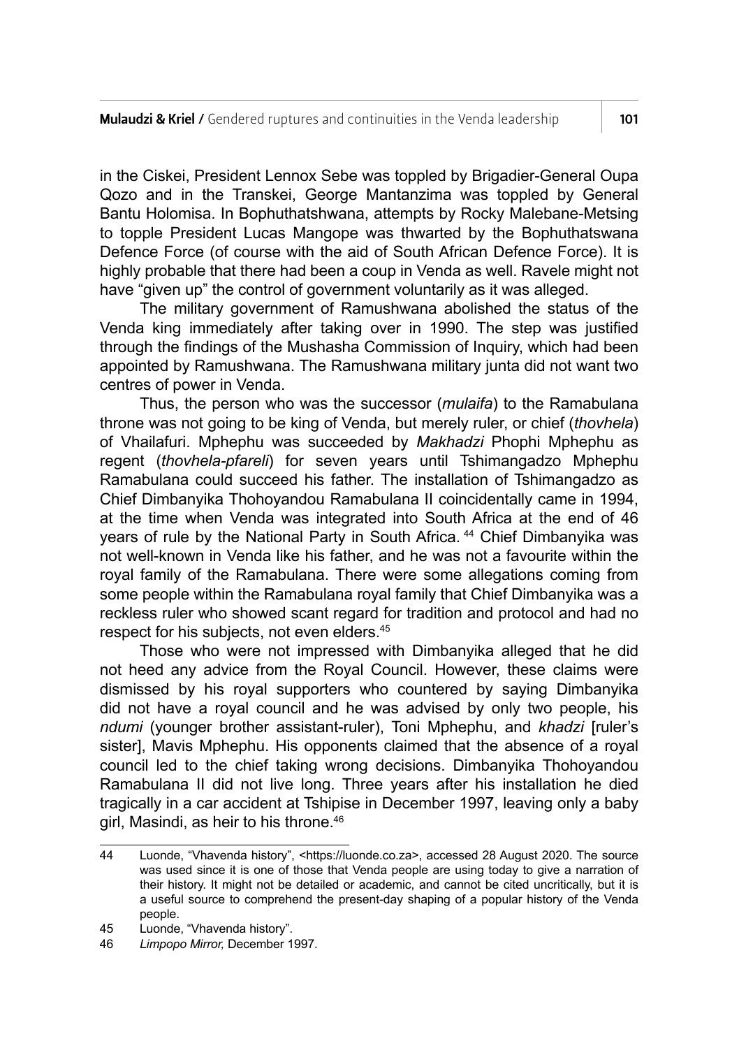in the Ciskei, President Lennox Sebe was toppled by Brigadier-General Oupa Qozo and in the Transkei, George Mantanzima was toppled by General Bantu Holomisa. In Bophuthatshwana, attempts by Rocky Malebane-Metsing to topple President Lucas Mangope was thwarted by the Bophuthatswana Defence Force (of course with the aid of South African Defence Force). It is highly probable that there had been a coup in Venda as well. Ravele might not have "given up" the control of government voluntarily as it was alleged.

The military government of Ramushwana abolished the status of the Venda king immediately after taking over in 1990. The step was justified through the findings of the Mushasha Commission of Inquiry, which had been appointed by Ramushwana. The Ramushwana military junta did not want two centres of power in Venda.

Thus, the person who was the successor (*mulaifa*) to the Ramabulana throne was not going to be king of Venda, but merely ruler, or chief (*thovhela*) of Vhailafuri. Mphephu was succeeded by *Makhadzi* Phophi Mphephu as regent (*thovhela-pfareli*) for seven years until Tshimangadzo Mphephu Ramabulana could succeed his father. The installation of Tshimangadzo as Chief Dimbanyika Thohoyandou Ramabulana II coincidentally came in 1994, at the time when Venda was integrated into South Africa at the end of 46 years of rule by the National Party in South Africa.[44] Chief Dimbanyika was not well-known in Venda like his father, and he was not a favourite within the royal family of the Ramabulana. There were some allegations coming from some people within the Ramabulana royal family that Chief Dimbanyika was a reckless ruler who showed scant regard for tradition and protocol and had no respect for his subjects, not even elders.[45]

Those who were not impressed with Dimbanyika alleged that he did not heed any advice from the Royal Council. However, these claims were dismissed by his royal supporters who countered by saying Dimbanyika did not have a royal council and he was advised by only two people, his *ndumi* (younger brother assistant-ruler), Toni Mphephu, and *khadzi* [ruler's sister], Mavis Mphephu. His opponents claimed that the absence of a royal council led to the chief taking wrong decisions. Dimbanyika Thohoyandou Ramabulana II did not live long. Three years after his installation he died tragically in a car accident at Tshipise in December 1997, leaving only a baby girl, Masindi, as heir to his throne.[46]

---

44 Luonde, "Vhavenda history", <https://luonde.co.za>, accessed 28 August 2020. The source was used since it is one of those that Venda people are using today to give a narration of their history. It might not be detailed or academic, and cannot be cited uncritically, but it is a useful source to comprehend the present-day shaping of a popular history of the Venda people.

45 Luonde, "Vhavenda history".

46 *Limpopo Mirror,* December 1997.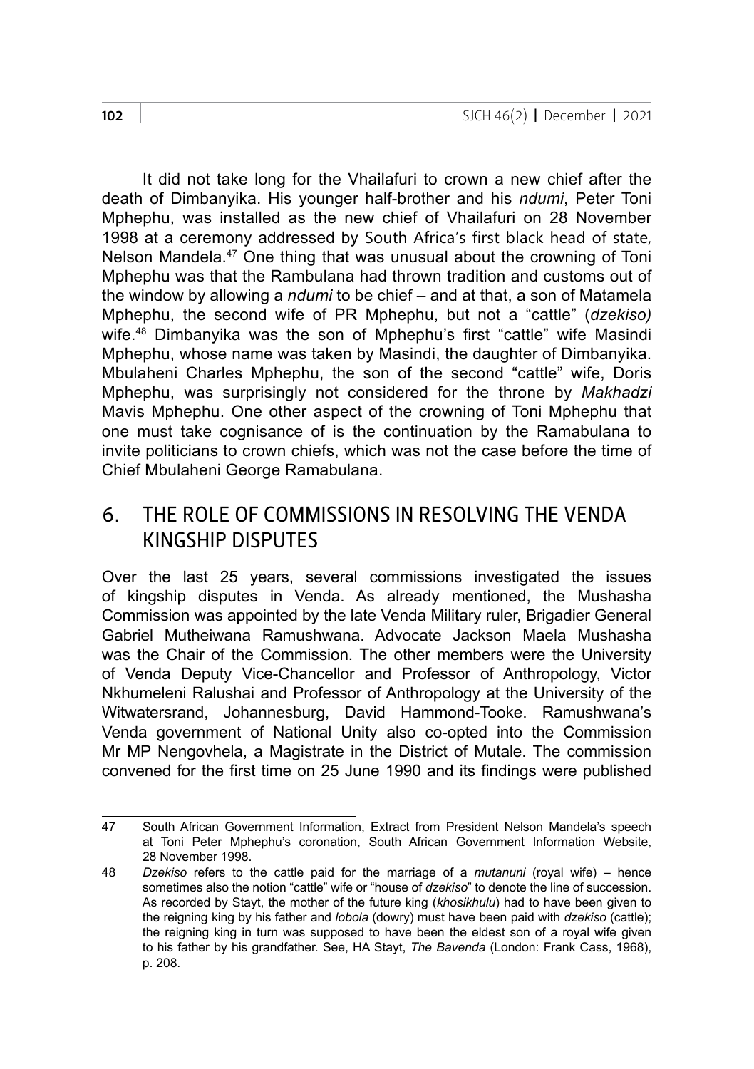It did not take long for the Vhailafuri to crown a new chief after the death of Dimbanyika. His younger half-brother and his *ndumi*, Peter Toni Mphephu, was installed as the new chief of Vhailafuri on 28 November 1998 at a ceremony addressed by South Africa's first black head of state, Nelson Mandela.[47] One thing that was unusual about the crowning of Toni Mphephu was that the Rambulana had thrown tradition and customs out of the window by allowing a *ndumi* to be chief – and at that, a son of Matamela Mphephu, the second wife of PR Mphephu, but not a "cattle" (*dzekiso)* wife.[48] Dimbanyika was the son of Mphephu's first "cattle" wife Masindi Mphephu, whose name was taken by Masindi, the daughter of Dimbanyika. Mbulaheni Charles Mphephu, the son of the second "cattle" wife, Doris Mphephu, was surprisingly not considered for the throne by *Makhadzi* Mavis Mphephu. One other aspect of the crowning of Toni Mphephu that one must take cognisance of is the continuation by the Ramabulana to invite politicians to crown chiefs, which was not the case before the time of Chief Mbulaheni George Ramabulana.

## 6. THE ROLE OF COMMISSIONS IN RESOLVING THE VENDA KINGSHIP DISPUTES

Over the last 25 years, several commissions investigated the issues of kingship disputes in Venda. As already mentioned, the Mushasha Commission was appointed by the late Venda Military ruler, Brigadier General Gabriel Mutheiwana Ramushwana. Advocate Jackson Maela Mushasha was the Chair of the Commission. The other members were the University of Venda Deputy Vice-Chancellor and Professor of Anthropology, Victor Nkhumeleni Ralushai and Professor of Anthropology at the University of the Witwatersrand, Johannesburg, David Hammond-Tooke. Ramushwana's Venda government of National Unity also co-opted into the Commission Mr MP Nengovhela, a Magistrate in the District of Mutale. The commission convened for the first time on 25 June 1990 and its findings were published

---

47 South African Government Information, Extract from President Nelson Mandela's speech at Toni Peter Mphephu's coronation, South African Government Information Website, 28 November 1998.

48 *Dzekiso* refers to the cattle paid for the marriage of a *mutanuni* (royal wife) – hence sometimes also the notion "cattle" wife or "house of *dzekiso*" to denote the line of succession. As recorded by Stayt, the mother of the future king (*khosikhulu*) had to have been given to the reigning king by his father and *lobola* (dowry) must have been paid with *dzekiso* (cattle); the reigning king in turn was supposed to have been the eldest son of a royal wife given to his father by his grandfather. See, HA Stayt, *The Bavenda* (London: Frank Cass, 1968), p. 208.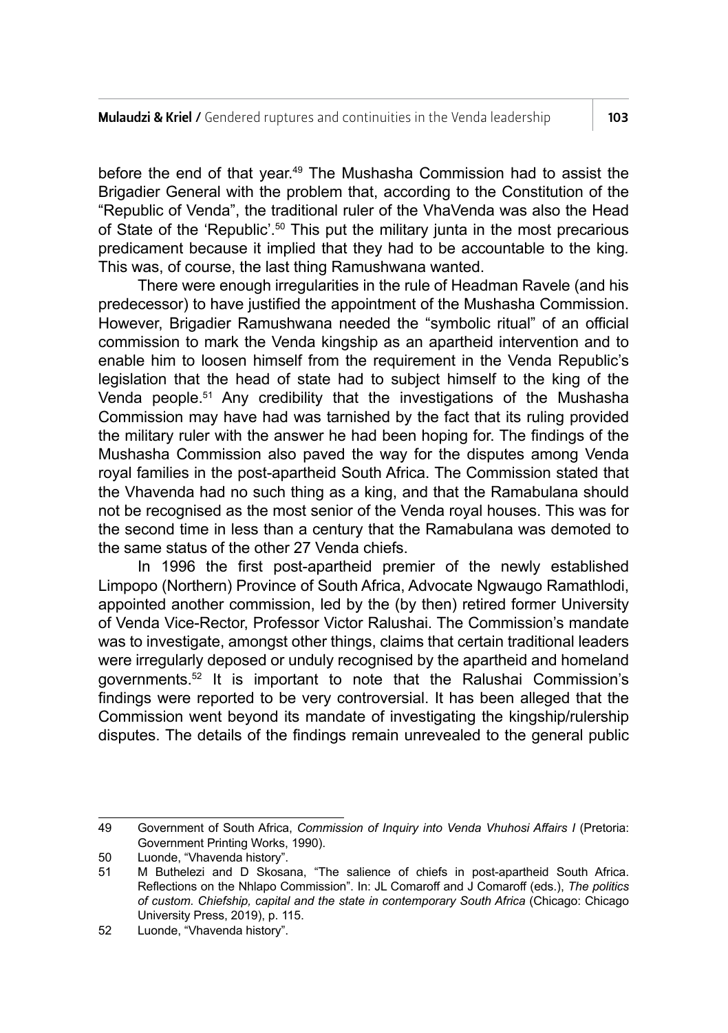before the end of that year.[49] The Mushasha Commission had to assist the Brigadier General with the problem that, according to the Constitution of the "Republic of Venda", the traditional ruler of the VhaVenda was also the Head of State of the 'Republic'.[50] This put the military junta in the most precarious predicament because it implied that they had to be accountable to the king. This was, of course, the last thing Ramushwana wanted.

There were enough irregularities in the rule of Headman Ravele (and his predecessor) to have justified the appointment of the Mushasha Commission. However, Brigadier Ramushwana needed the "symbolic ritual" of an official commission to mark the Venda kingship as an apartheid intervention and to enable him to loosen himself from the requirement in the Venda Republic's legislation that the head of state had to subject himself to the king of the Venda people.[51] Any credibility that the investigations of the Mushasha Commission may have had was tarnished by the fact that its ruling provided the military ruler with the answer he had been hoping for. The findings of the Mushasha Commission also paved the way for the disputes among Venda royal families in the post-apartheid South Africa. The Commission stated that the Vhavenda had no such thing as a king, and that the Ramabulana should not be recognised as the most senior of the Venda royal houses. This was for the second time in less than a century that the Ramabulana was demoted to the same status of the other 27 Venda chiefs.

In 1996 the first post-apartheid premier of the newly established Limpopo (Northern) Province of South Africa, Advocate Ngwaugo Ramathlodi, appointed another commission, led by the (by then) retired former University of Venda Vice-Rector, Professor Victor Ralushai. The Commission's mandate was to investigate, amongst other things, claims that certain traditional leaders were irregularly deposed or unduly recognised by the apartheid and homeland governments.[52] It is important to note that the Ralushai Commission's findings were reported to be very controversial. It has been alleged that the Commission went beyond its mandate of investigating the kingship/rulership disputes. The details of the findings remain unrevealed to the general public

---

49 Government of South Africa, *Commission of Inquiry into Venda Vhuhosi Affairs I* (Pretoria: Government Printing Works, 1990).

50 Luonde, "Vhavenda history".

51 M Buthelezi and D Skosana, "The salience of chiefs in post-apartheid South Africa. Reflections on the Nhlapo Commission". In: JL Comaroff and J Comaroff (eds.), *The politics of custom. Chiefship, capital and the state in contemporary South Africa* (Chicago: Chicago University Press, 2019), p. 115.

52 Luonde, "Vhavenda history".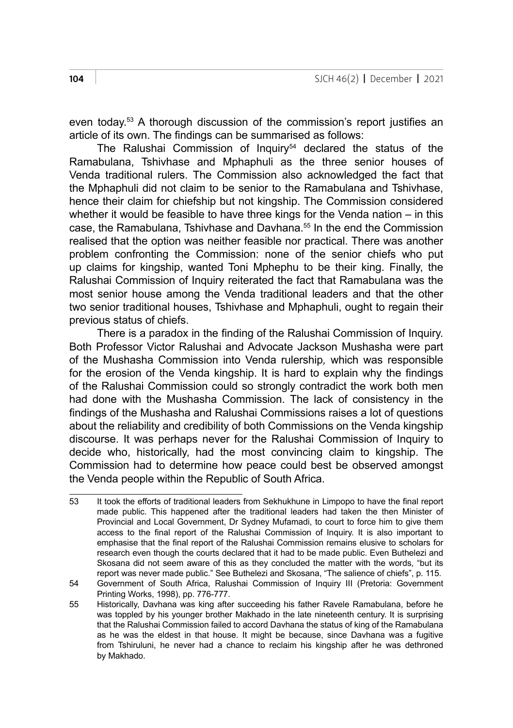even today.[53] A thorough discussion of the commission's report justifies an article of its own. The findings can be summarised as follows:

The Ralushai Commission of Inquiry[54] declared the status of the Ramabulana, Tshivhase and Mphaphuli as the three senior houses of Venda traditional rulers. The Commission also acknowledged the fact that the Mphaphuli did not claim to be senior to the Ramabulana and Tshivhase, hence their claim for chiefship but not kingship. The Commission considered whether it would be feasible to have three kings for the Venda nation – in this case, the Ramabulana, Tshivhase and Davhana.[55] In the end the Commission realised that the option was neither feasible nor practical. There was another problem confronting the Commission: none of the senior chiefs who put up claims for kingship, wanted Toni Mphephu to be their king. Finally, the Ralushai Commission of Inquiry reiterated the fact that Ramabulana was the most senior house among the Venda traditional leaders and that the other two senior traditional houses, Tshivhase and Mphaphuli, ought to regain their previous status of chiefs.

There is a paradox in the finding of the Ralushai Commission of Inquiry. Both Professor Victor Ralushai and Advocate Jackson Mushasha were part of the Mushasha Commission into Venda rulership*,* which was responsible for the erosion of the Venda kingship. It is hard to explain why the findings of the Ralushai Commission could so strongly contradict the work both men had done with the Mushasha Commission. The lack of consistency in the findings of the Mushasha and Ralushai Commissions raises a lot of questions about the reliability and credibility of both Commissions on the Venda kingship discourse. It was perhaps never for the Ralushai Commission of Inquiry to decide who, historically, had the most convincing claim to kingship. The Commission had to determine how peace could best be observed amongst the Venda people within the Republic of South Africa.

---

53 It took the efforts of traditional leaders from Sekhukhune in Limpopo to have the final report made public. This happened after the traditional leaders had taken the then Minister of Provincial and Local Government, Dr Sydney Mufamadi, to court to force him to give them access to the final report of the Ralushai Commission of Inquiry. It is also important to emphasise that the final report of the Ralushai Commission remains elusive to scholars for research even though the courts declared that it had to be made public. Even Buthelezi and Skosana did not seem aware of this as they concluded the matter with the words, "but its report was never made public." See Buthelezi and Skosana, "The salience of chiefs", p. 115.

54 Government of South Africa, Ralushai Commission of Inquiry III (Pretoria: Government Printing Works, 1998), pp. 776-777.

55 Historically, Davhana was king after succeeding his father Ravele Ramabulana, before he was toppled by his younger brother Makhado in the late nineteenth century. It is surprising that the Ralushai Commission failed to accord Davhana the status of king of the Ramabulana as he was the eldest in that house. It might be because, since Davhana was a fugitive from Tshiruluni, he never had a chance to reclaim his kingship after he was dethroned by Makhado.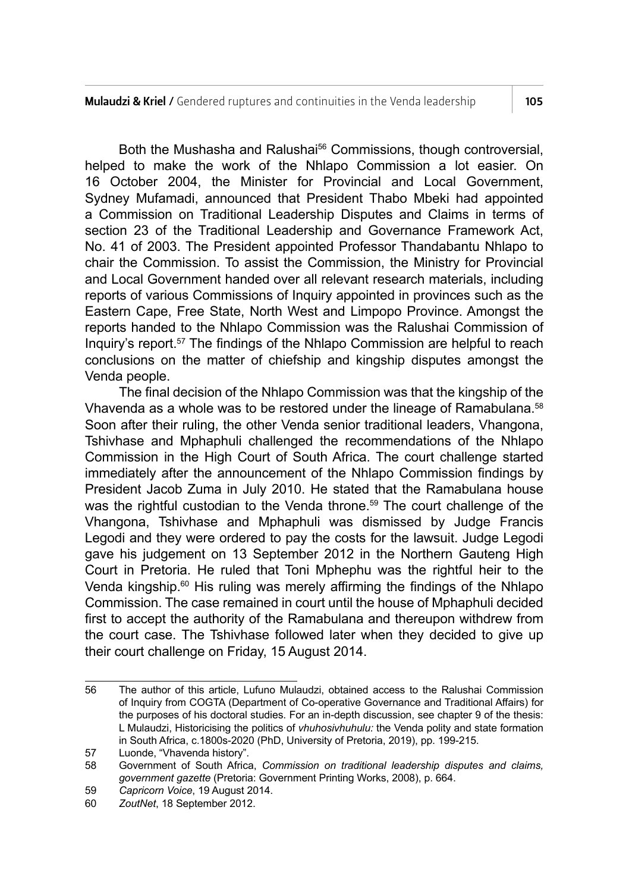Both the Mushasha and Ralushai[56] Commissions, though controversial, helped to make the work of the Nhlapo Commission a lot easier. On 16 October 2004, the Minister for Provincial and Local Government, Sydney Mufamadi, announced that President Thabo Mbeki had appointed a Commission on Traditional Leadership Disputes and Claims in terms of section 23 of the Traditional Leadership and Governance Framework Act, No. 41 of 2003. The President appointed Professor Thandabantu Nhlapo to chair the Commission. To assist the Commission, the Ministry for Provincial and Local Government handed over all relevant research materials, including reports of various Commissions of Inquiry appointed in provinces such as the Eastern Cape, Free State, North West and Limpopo Province. Amongst the reports handed to the Nhlapo Commission was the Ralushai Commission of Inquiry's report.[57] The findings of the Nhlapo Commission are helpful to reach conclusions on the matter of chiefship and kingship disputes amongst the Venda people.

The final decision of the Nhlapo Commission was that the kingship of the Vhavenda as a whole was to be restored under the lineage of Ramabulana.[58] Soon after their ruling, the other Venda senior traditional leaders, Vhangona, Tshivhase and Mphaphuli challenged the recommendations of the Nhlapo Commission in the High Court of South Africa. The court challenge started immediately after the announcement of the Nhlapo Commission findings by President Jacob Zuma in July 2010. He stated that the Ramabulana house was the rightful custodian to the Venda throne.[59] The court challenge of the Vhangona, Tshivhase and Mphaphuli was dismissed by Judge Francis Legodi and they were ordered to pay the costs for the lawsuit. Judge Legodi gave his judgement on 13 September 2012 in the Northern Gauteng High Court in Pretoria. He ruled that Toni Mphephu was the rightful heir to the Venda kingship.[60] His ruling was merely affirming the findings of the Nhlapo Commission. The case remained in court until the house of Mphaphuli decided first to accept the authority of the Ramabulana and thereupon withdrew from the court case. The Tshivhase followed later when they decided to give up their court challenge on Friday, 15 August 2014.

---

56 The author of this article, Lufuno Mulaudzi, obtained access to the Ralushai Commission of Inquiry from COGTA (Department of Co-operative Governance and Traditional Affairs) for the purposes of his doctoral studies. For an in-depth discussion, see chapter 9 of the thesis: L Mulaudzi, Historicising the politics of *vhuhosivhuhulu:* the Venda polity and state formation in South Africa, c.1800s-2020 (PhD, University of Pretoria, 2019), pp. 199-215.

57 Luonde, "Vhavenda history".

58 Government of South Africa, *Commission on traditional leadership disputes and claims, government gazette* (Pretoria: Government Printing Works, 2008), p. 664.

59 *Capricorn Voice*, 19 August 2014.

60 *ZoutNet*, 18 September 2012.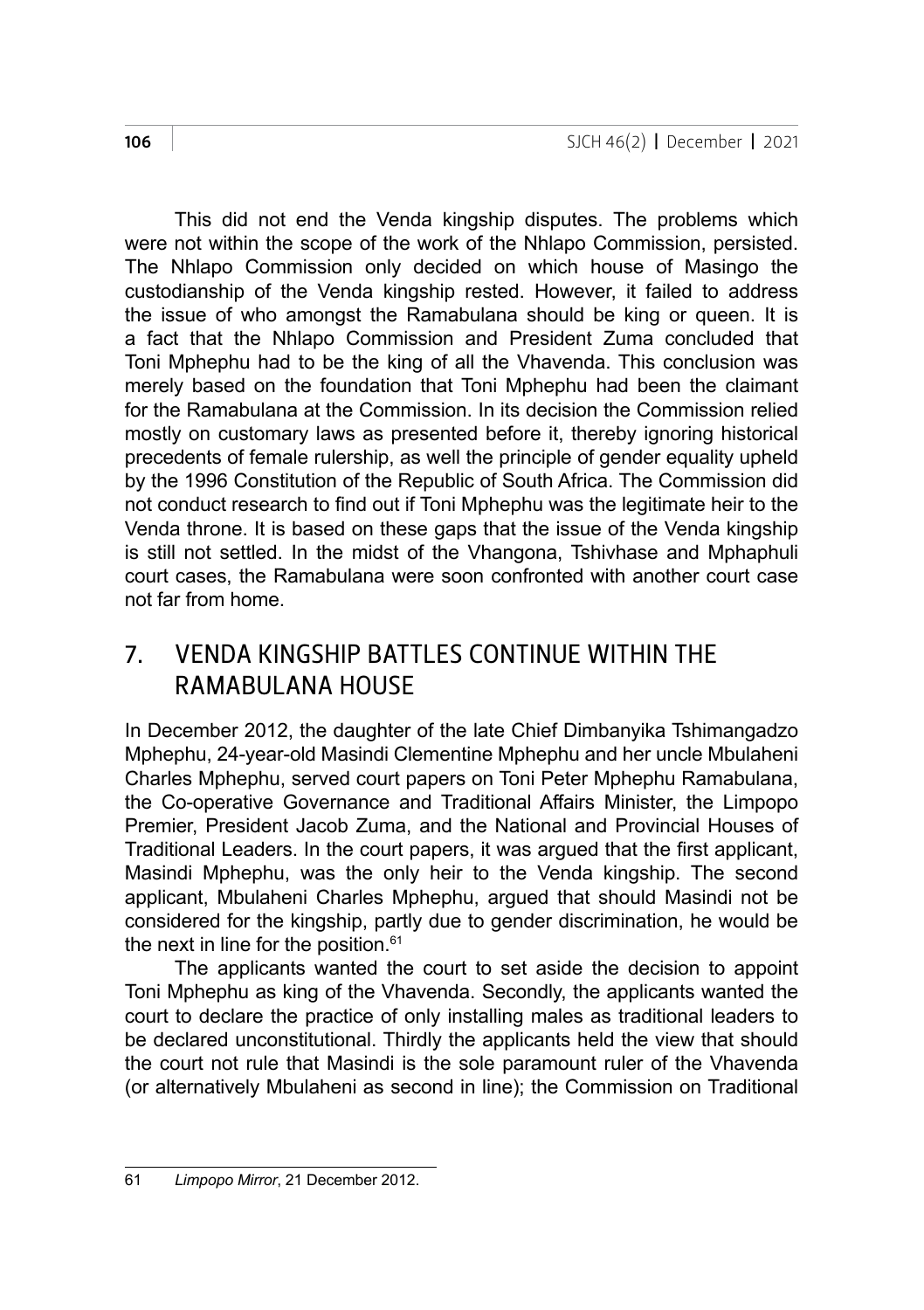This did not end the Venda kingship disputes. The problems which were not within the scope of the work of the Nhlapo Commission, persisted. The Nhlapo Commission only decided on which house of Masingo the custodianship of the Venda kingship rested. However, it failed to address the issue of who amongst the Ramabulana should be king or queen. It is a fact that the Nhlapo Commission and President Zuma concluded that Toni Mphephu had to be the king of all the Vhavenda. This conclusion was merely based on the foundation that Toni Mphephu had been the claimant for the Ramabulana at the Commission. In its decision the Commission relied mostly on customary laws as presented before it, thereby ignoring historical precedents of female rulership, as well the principle of gender equality upheld by the 1996 Constitution of the Republic of South Africa. The Commission did not conduct research to find out if Toni Mphephu was the legitimate heir to the Venda throne. It is based on these gaps that the issue of the Venda kingship is still not settled. In the midst of the Vhangona, Tshivhase and Mphaphuli court cases, the Ramabulana were soon confronted with another court case not far from home.

## 7. VENDA KINGSHIP BATTLES CONTINUE WITHIN THE RAMABULANA HOUSE

In December 2012, the daughter of the late Chief Dimbanyika Tshimangadzo Mphephu, 24-year-old Masindi Clementine Mphephu and her uncle Mbulaheni Charles Mphephu, served court papers on Toni Peter Mphephu Ramabulana, the Co-operative Governance and Traditional Affairs Minister, the Limpopo Premier, President Jacob Zuma, and the National and Provincial Houses of Traditional Leaders. In the court papers, it was argued that the first applicant, Masindi Mphephu, was the only heir to the Venda kingship. The second applicant, Mbulaheni Charles Mphephu, argued that should Masindi not be considered for the kingship, partly due to gender discrimination, he would be the next in line for the position.[61]

The applicants wanted the court to set aside the decision to appoint Toni Mphephu as king of the Vhavenda. Secondly, the applicants wanted the court to declare the practice of only installing males as traditional leaders to be declared unconstitutional. Thirdly the applicants held the view that should the court not rule that Masindi is the sole paramount ruler of the Vhavenda (or alternatively Mbulaheni as second in line); the Commission on Traditional

61 *Limpopo Mirror*, 21 December 2012.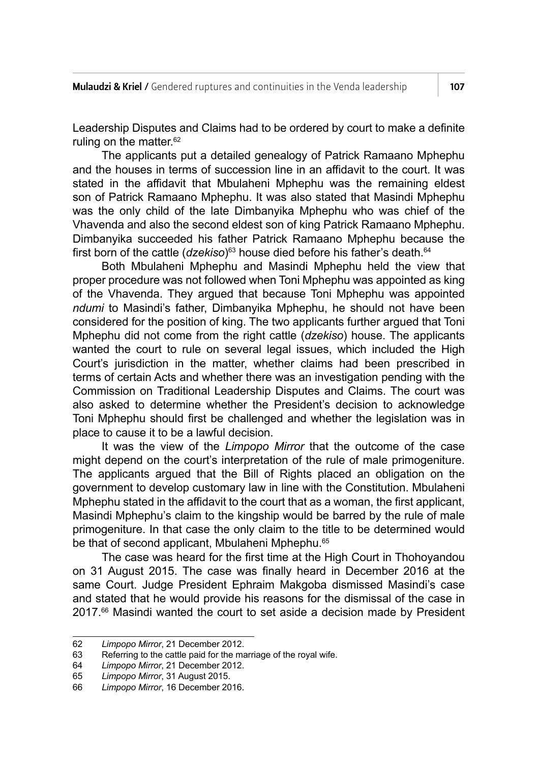Leadership Disputes and Claims had to be ordered by court to make a definite ruling on the matter.[62]

The applicants put a detailed genealogy of Patrick Ramaano Mphephu and the houses in terms of succession line in an affidavit to the court. It was stated in the affidavit that Mbulaheni Mphephu was the remaining eldest son of Patrick Ramaano Mphephu. It was also stated that Masindi Mphephu was the only child of the late Dimbanyika Mphephu who was chief of the Vhavenda and also the second eldest son of king Patrick Ramaano Mphephu. Dimbanyika succeeded his father Patrick Ramaano Mphephu because the first born of the cattle (*dzekiso*)[63] house died before his father's death.[64]

Both Mbulaheni Mphephu and Masindi Mphephu held the view that proper procedure was not followed when Toni Mphephu was appointed as king of the Vhavenda. They argued that because Toni Mphephu was appointed *ndumi* to Masindi's father, Dimbanyika Mphephu, he should not have been considered for the position of king. The two applicants further argued that Toni Mphephu did not come from the right cattle (*dzekiso*) house. The applicants wanted the court to rule on several legal issues, which included the High Court's jurisdiction in the matter, whether claims had been prescribed in terms of certain Acts and whether there was an investigation pending with the Commission on Traditional Leadership Disputes and Claims. The court was also asked to determine whether the President's decision to acknowledge Toni Mphephu should first be challenged and whether the legislation was in place to cause it to be a lawful decision.

It was the view of the *Limpopo Mirror* that the outcome of the case might depend on the court's interpretation of the rule of male primogeniture. The applicants argued that the Bill of Rights placed an obligation on the government to develop customary law in line with the Constitution. Mbulaheni Mphephu stated in the affidavit to the court that as a woman, the first applicant, Masindi Mphephu's claim to the kingship would be barred by the rule of male primogeniture. In that case the only claim to the title to be determined would be that of second applicant, Mbulaheni Mphephu.[65]

The case was heard for the first time at the High Court in Thohoyandou on 31 August 2015. The case was finally heard in December 2016 at the same Court. Judge President Ephraim Makgoba dismissed Masindi's case and stated that he would provide his reasons for the dismissal of the case in 2017.[66] Masindi wanted the court to set aside a decision made by President

---

62 *Limpopo Mirror*, 21 December 2012.

63 Referring to the cattle paid for the marriage of the royal wife.

64 *Limpopo Mirror*, 21 December 2012.

65 *Limpopo Mirror*, 31 August 2015.

66 *Limpopo Mirror*, 16 December 2016.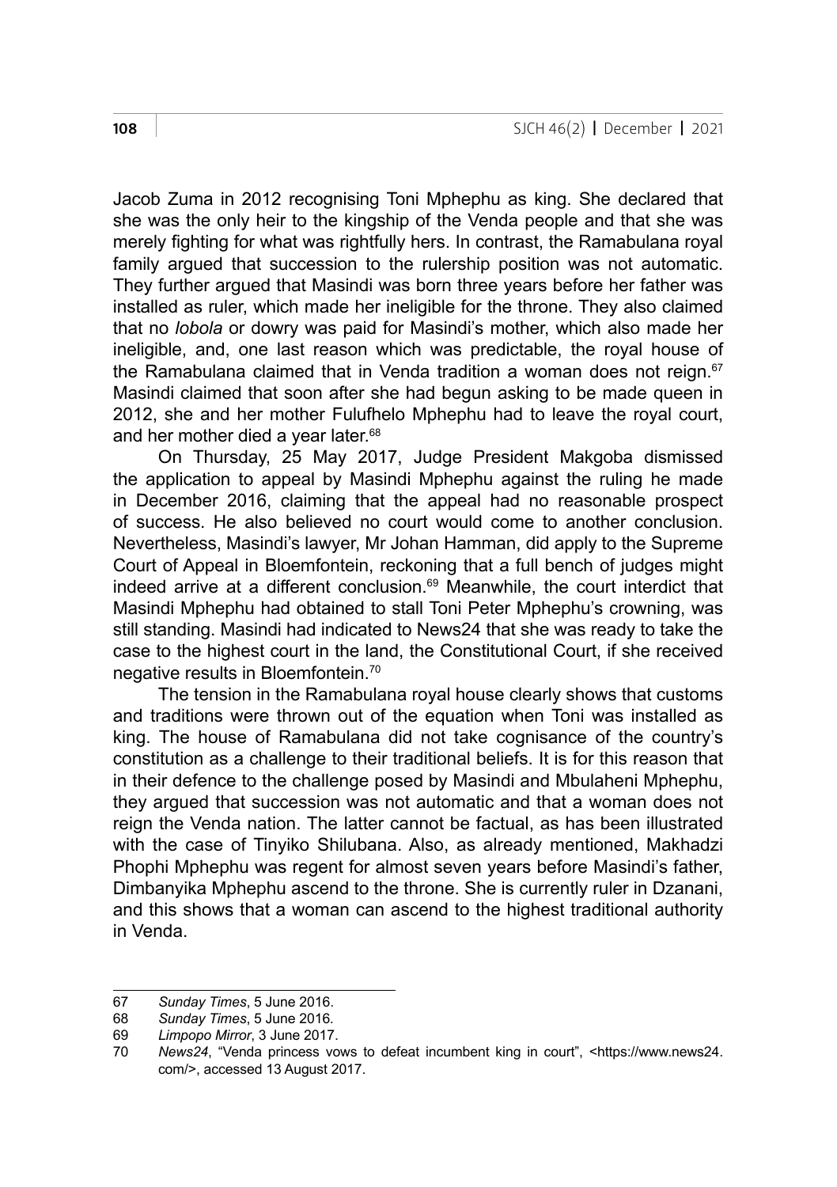Jacob Zuma in 2012 recognising Toni Mphephu as king. She declared that she was the only heir to the kingship of the Venda people and that she was merely fighting for what was rightfully hers. In contrast, the Ramabulana royal family argued that succession to the rulership position was not automatic. They further argued that Masindi was born three years before her father was installed as ruler, which made her ineligible for the throne. They also claimed that no *lobola* or dowry was paid for Masindi's mother, which also made her ineligible, and, one last reason which was predictable, the royal house of the Ramabulana claimed that in Venda tradition a woman does not reign.[67] Masindi claimed that soon after she had begun asking to be made queen in 2012, she and her mother Fulufhelo Mphephu had to leave the royal court, and her mother died a year later.[68]

On Thursday, 25 May 2017, Judge President Makgoba dismissed the application to appeal by Masindi Mphephu against the ruling he made in December 2016, claiming that the appeal had no reasonable prospect of success. He also believed no court would come to another conclusion. Nevertheless, Masindi's lawyer, Mr Johan Hamman, did apply to the Supreme Court of Appeal in Bloemfontein, reckoning that a full bench of judges might indeed arrive at a different conclusion.[69] Meanwhile, the court interdict that Masindi Mphephu had obtained to stall Toni Peter Mphephu's crowning, was still standing. Masindi had indicated to News24 that she was ready to take the case to the highest court in the land, the Constitutional Court, if she received negative results in Bloemfontein.[70]

The tension in the Ramabulana royal house clearly shows that customs and traditions were thrown out of the equation when Toni was installed as king. The house of Ramabulana did not take cognisance of the country's constitution as a challenge to their traditional beliefs. It is for this reason that in their defence to the challenge posed by Masindi and Mbulaheni Mphephu, they argued that succession was not automatic and that a woman does not reign the Venda nation. The latter cannot be factual, as has been illustrated with the case of Tinyiko Shilubana. Also, as already mentioned, Makhadzi Phophi Mphephu was regent for almost seven years before Masindi's father, Dimbanyika Mphephu ascend to the throne. She is currently ruler in Dzanani, and this shows that a woman can ascend to the highest traditional authority in Venda.

---

67 *Sunday Times*, 5 June 2016.

68 *Sunday Times*, 5 June 2016.

69 *Limpopo Mirror*, 3 June 2017.

70 *News24*, "Venda princess vows to defeat incumbent king in court", <https://www.news24.com/>, accessed 13 August 2017.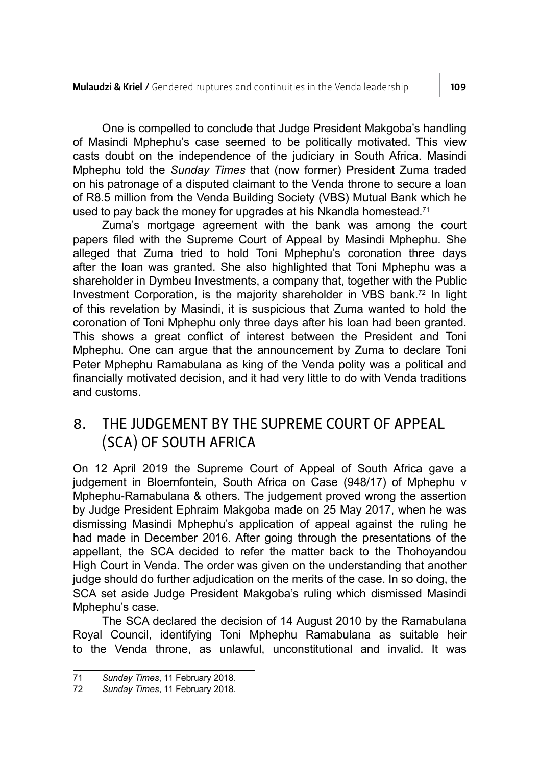One is compelled to conclude that Judge President Makgoba's handling of Masindi Mphephu's case seemed to be politically motivated. This view casts doubt on the independence of the judiciary in South Africa. Masindi Mphephu told the *Sunday Times* that (now former) President Zuma traded on his patronage of a disputed claimant to the Venda throne to secure a loan of R8.5 million from the Venda Building Society (VBS) Mutual Bank which he used to pay back the money for upgrades at his Nkandla homestead.[71]

Zuma's mortgage agreement with the bank was among the court papers filed with the Supreme Court of Appeal by Masindi Mphephu. She alleged that Zuma tried to hold Toni Mphephu's coronation three days after the loan was granted. She also highlighted that Toni Mphephu was a shareholder in Dymbeu Investments, a company that, together with the Public Investment Corporation, is the majority shareholder in VBS bank.[72] In light of this revelation by Masindi, it is suspicious that Zuma wanted to hold the coronation of Toni Mphephu only three days after his loan had been granted. This shows a great conflict of interest between the President and Toni Mphephu. One can argue that the announcement by Zuma to declare Toni Peter Mphephu Ramabulana as king of the Venda polity was a political and financially motivated decision, and it had very little to do with Venda traditions and customs.

## 8. THE JUDGEMENT BY THE SUPREME COURT OF APPEAL (SCA) OF SOUTH AFRICA

On 12 April 2019 the Supreme Court of Appeal of South Africa gave a judgement in Bloemfontein, South Africa on Case (948/17) of Mphephu v Mphephu-Ramabulana & others. The judgement proved wrong the assertion by Judge President Ephraim Makgoba made on 25 May 2017, when he was dismissing Masindi Mphephu's application of appeal against the ruling he had made in December 2016. After going through the presentations of the appellant, the SCA decided to refer the matter back to the Thohoyandou High Court in Venda. The order was given on the understanding that another judge should do further adjudication on the merits of the case. In so doing, the SCA set aside Judge President Makgoba's ruling which dismissed Masindi Mphephu's case.

The SCA declared the decision of 14 August 2010 by the Ramabulana Royal Council, identifying Toni Mphephu Ramabulana as suitable heir to the Venda throne, as unlawful, unconstitutional and invalid. It was

---

71 *Sunday Times*, 11 February 2018.

72 *Sunday Times*, 11 February 2018.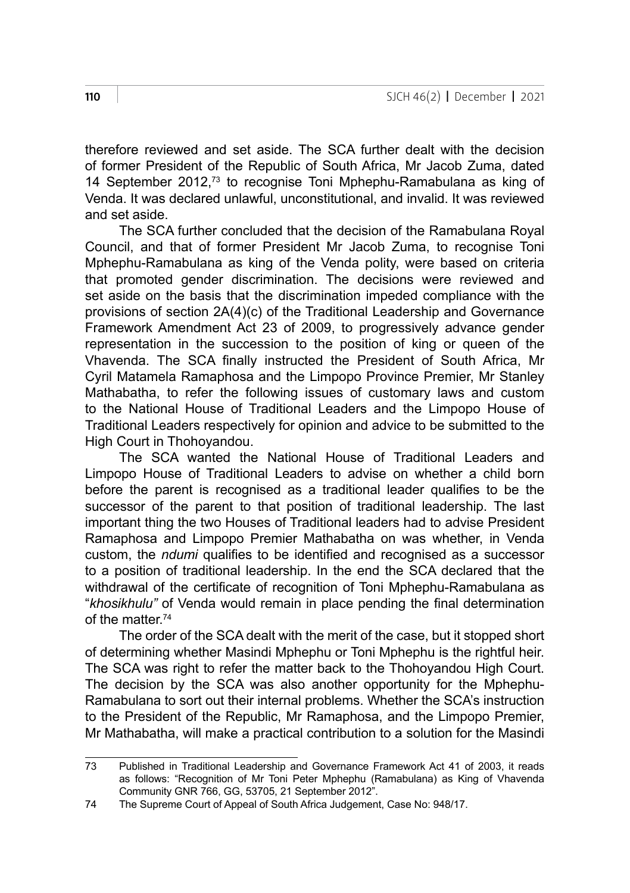therefore reviewed and set aside. The SCA further dealt with the decision of former President of the Republic of South Africa, Mr Jacob Zuma, dated 14 September 2012,[73] to recognise Toni Mphephu-Ramabulana as king of Venda. It was declared unlawful, unconstitutional, and invalid. It was reviewed and set aside.

The SCA further concluded that the decision of the Ramabulana Royal Council, and that of former President Mr Jacob Zuma, to recognise Toni Mphephu-Ramabulana as king of the Venda polity, were based on criteria that promoted gender discrimination. The decisions were reviewed and set aside on the basis that the discrimination impeded compliance with the provisions of section 2A(4)(c) of the Traditional Leadership and Governance Framework Amendment Act 23 of 2009, to progressively advance gender representation in the succession to the position of king or queen of the Vhavenda. The SCA finally instructed the President of South Africa, Mr Cyril Matamela Ramaphosa and the Limpopo Province Premier, Mr Stanley Mathabatha, to refer the following issues of customary laws and custom to the National House of Traditional Leaders and the Limpopo House of Traditional Leaders respectively for opinion and advice to be submitted to the High Court in Thohoyandou.

The SCA wanted the National House of Traditional Leaders and Limpopo House of Traditional Leaders to advise on whether a child born before the parent is recognised as a traditional leader qualifies to be the successor of the parent to that position of traditional leadership. The last important thing the two Houses of Traditional leaders had to advise President Ramaphosa and Limpopo Premier Mathabatha on was whether, in Venda custom, the *ndumi* qualifies to be identified and recognised as a successor to a position of traditional leadership. In the end the SCA declared that the withdrawal of the certificate of recognition of Toni Mphephu-Ramabulana as "*khosikhulu"* of Venda would remain in place pending the final determination of the matter.[74]

The order of the SCA dealt with the merit of the case, but it stopped short of determining whether Masindi Mphephu or Toni Mphephu is the rightful heir. The SCA was right to refer the matter back to the Thohoyandou High Court. The decision by the SCA was also another opportunity for the Mphephu-Ramabulana to sort out their internal problems. Whether the SCA's instruction to the President of the Republic, Mr Ramaphosa, and the Limpopo Premier, Mr Mathabatha, will make a practical contribution to a solution for the Masindi

---

73 Published in Traditional Leadership and Governance Framework Act 41 of 2003, it reads as follows: "Recognition of Mr Toni Peter Mphephu (Ramabulana) as King of Vhavenda Community GNR 766, GG, 53705, 21 September 2012".

74 The Supreme Court of Appeal of South Africa Judgement, Case No: 948/17.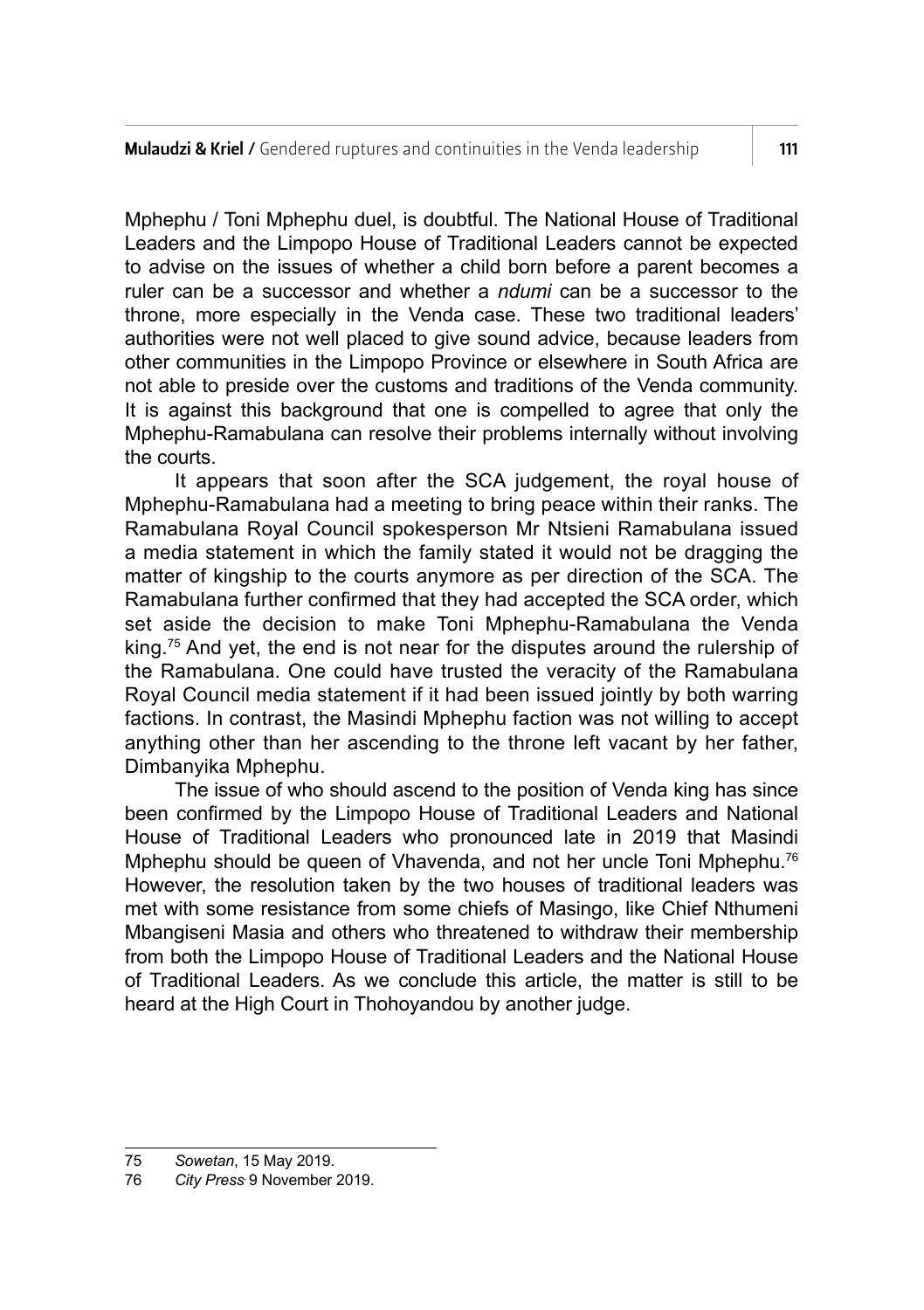Mphephu / Toni Mphephu duel, is doubtful. The National House of Traditional Leaders and the Limpopo House of Traditional Leaders cannot be expected to advise on the issues of whether a child born before a parent becomes a ruler can be a successor and whether a *ndumi* can be a successor to the throne, more especially in the Venda case. These two traditional leaders' authorities were not well placed to give sound advice, because leaders from other communities in the Limpopo Province or elsewhere in South Africa are not able to preside over the customs and traditions of the Venda community. It is against this background that one is compelled to agree that only the Mphephu-Ramabulana can resolve their problems internally without involving the courts.

It appears that soon after the SCA judgement, the royal house of Mphephu-Ramabulana had a meeting to bring peace within their ranks. The Ramabulana Royal Council spokesperson Mr Ntsieni Ramabulana issued a media statement in which the family stated it would not be dragging the matter of kingship to the courts anymore as per direction of the SCA. The Ramabulana further confirmed that they had accepted the SCA order, which set aside the decision to make Toni Mphephu-Ramabulana the Venda king.[75] And yet, the end is not near for the disputes around the rulership of the Ramabulana. One could have trusted the veracity of the Ramabulana Royal Council media statement if it had been issued jointly by both warring factions. In contrast, the Masindi Mphephu faction was not willing to accept anything other than her ascending to the throne left vacant by her father, Dimbanyika Mphephu.

The issue of who should ascend to the position of Venda king has since been confirmed by the Limpopo House of Traditional Leaders and National House of Traditional Leaders who pronounced late in 2019 that Masindi Mphephu should be queen of Vhavenda, and not her uncle Toni Mphephu.[76] However, the resolution taken by the two houses of traditional leaders was met with some resistance from some chiefs of Masingo, like Chief Nthumeni Mbangiseni Masia and others who threatened to withdraw their membership from both the Limpopo House of Traditional Leaders and the National House of Traditional Leaders. As we conclude this article, the matter is still to be heard at the High Court in Thohoyandou by another judge.

---

75 *Sowetan*, 15 May 2019.

76 *City Press* 9 November 2019.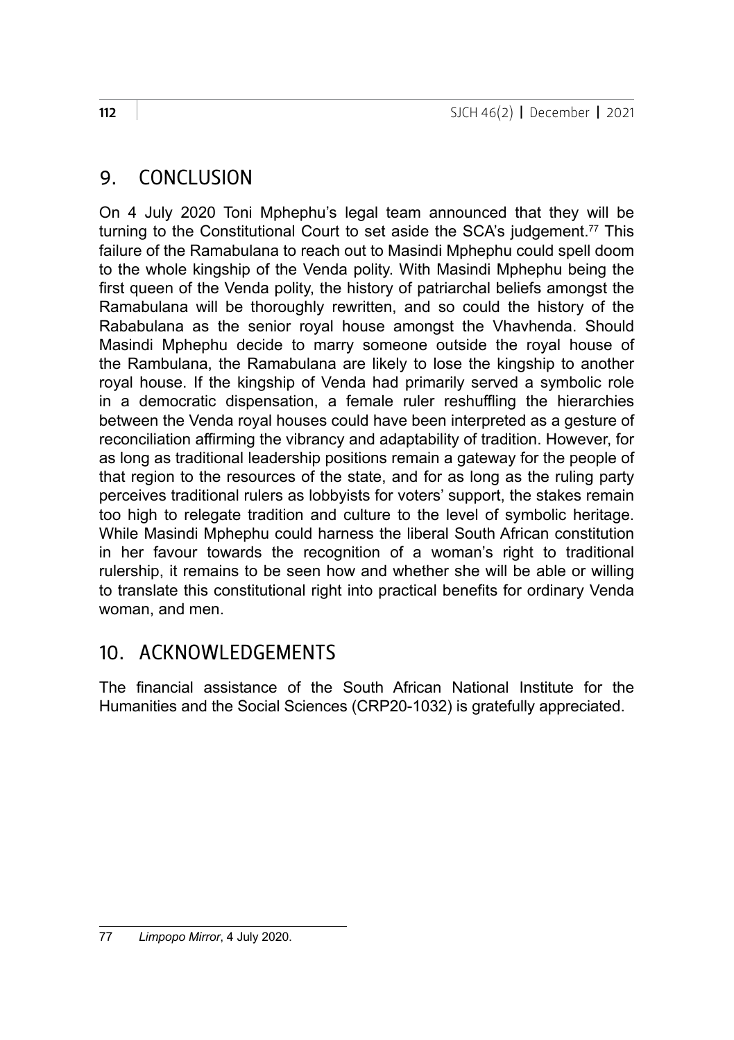## 9. CONCLUSION

On 4 July 2020 Toni Mphephu's legal team announced that they will be turning to the Constitutional Court to set aside the SCA's judgement.[77] This failure of the Ramabulana to reach out to Masindi Mphephu could spell doom to the whole kingship of the Venda polity. With Masindi Mphephu being the first queen of the Venda polity, the history of patriarchal beliefs amongst the Ramabulana will be thoroughly rewritten, and so could the history of the Rababulana as the senior royal house amongst the Vhavhenda. Should Masindi Mphephu decide to marry someone outside the royal house of the Rambulana, the Ramabulana are likely to lose the kingship to another royal house. If the kingship of Venda had primarily served a symbolic role in a democratic dispensation, a female ruler reshuffling the hierarchies between the Venda royal houses could have been interpreted as a gesture of reconciliation affirming the vibrancy and adaptability of tradition. However, for as long as traditional leadership positions remain a gateway for the people of that region to the resources of the state, and for as long as the ruling party perceives traditional rulers as lobbyists for voters' support, the stakes remain too high to relegate tradition and culture to the level of symbolic heritage. While Masindi Mphephu could harness the liberal South African constitution in her favour towards the recognition of a woman's right to traditional rulership, it remains to be seen how and whether she will be able or willing to translate this constitutional right into practical benefits for ordinary Venda woman, and men.

## 10. ACKNOWLEDGEMENTS

The financial assistance of the South African National Institute for the Humanities and the Social Sciences (CRP20-1032) is gratefully appreciated.

77 *Limpopo Mirror*, 4 July 2020.